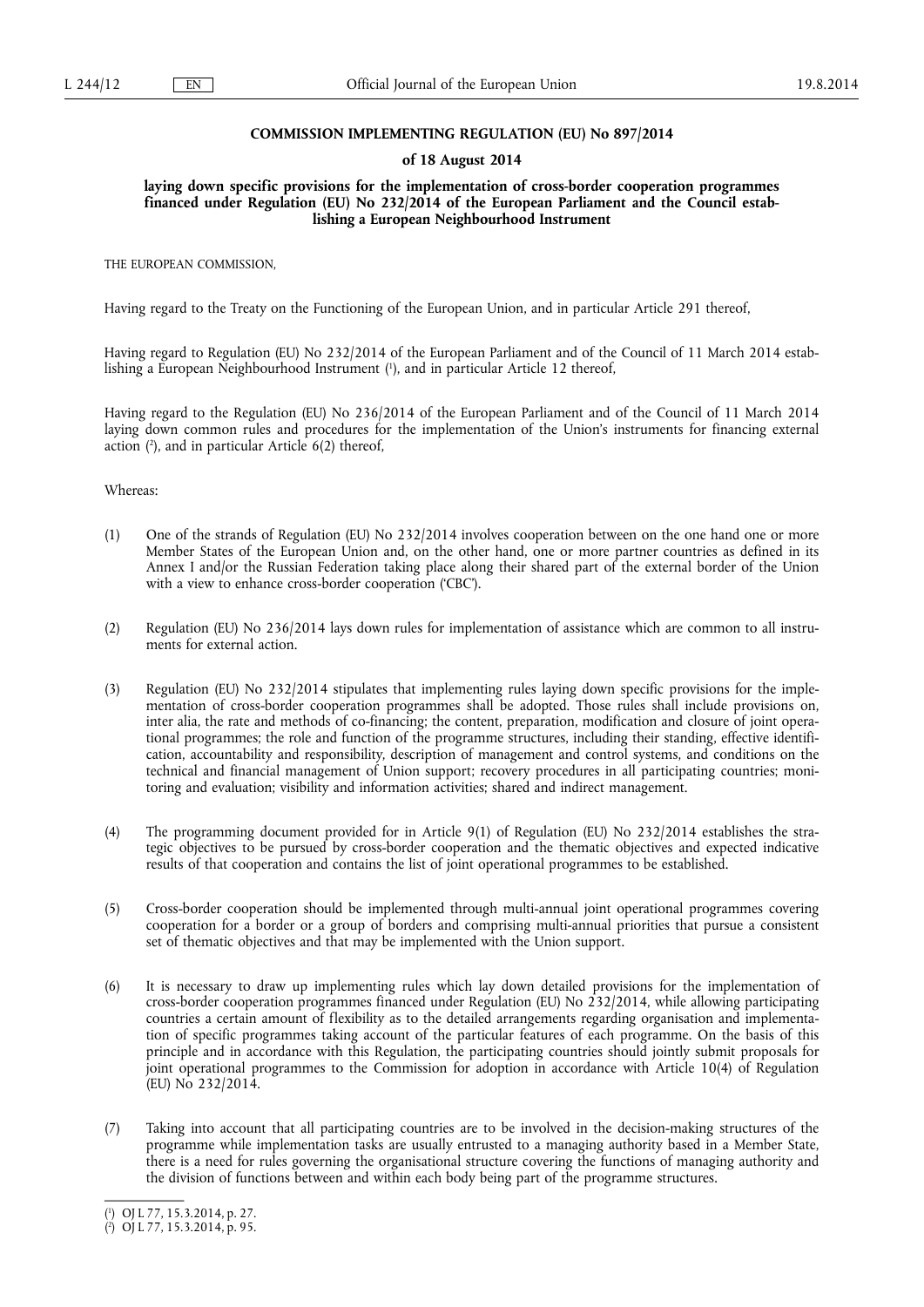**COMMISSION IMPLEMENTING REGULATION (EU) No 897/2014**

**of 18 August 2014**

**laying down specific provisions for the implementation of cross-border cooperation programmes financed under Regulation (EU) No 232/2014 of the European Parliament and the Council establishing a European Neighbourhood Instrument**

THE EUROPEAN COMMISSION,

Having regard to the Treaty on the Functioning of the European Union, and in particular Article 291 thereof,

Having regard to Regulation (EU) No 232/2014 of the European Parliament and of the Council of 11 March 2014 establishing a European Neighbourhood Instrument [1], and in particular Article 12 thereof,

Having regard to the Regulation (EU) No 236/2014 of the European Parliament and of the Council of 11 March 2014 laying down common rules and procedures for the implementation of the Union's instruments for financing external action [2], and in particular Article 6(2) thereof,

Whereas:

(1) One of the strands of Regulation (EU) No 232/2014 involves cooperation between on the one hand one or more Member States of the European Union and, on the other hand, one or more partner countries as defined in its Annex I and/or the Russian Federation taking place along their shared part of the external border of the Union with a view to enhance cross-border cooperation ('CBC').

(2) Regulation (EU) No 236/2014 lays down rules for implementation of assistance which are common to all instruments for external action.

(3) Regulation (EU) No 232/2014 stipulates that implementing rules laying down specific provisions for the implementation of cross-border cooperation programmes shall be adopted. Those rules shall include provisions on, inter alia, the rate and methods of co-financing; the content, preparation, modification and closure of joint operational programmes; the role and function of the programme structures, including their standing, effective identification, accountability and responsibility, description of management and control systems, and conditions on the technical and financial management of Union support; recovery procedures in all participating countries; monitoring and evaluation; visibility and information activities; shared and indirect management.

(4) The programming document provided for in Article 9(1) of Regulation (EU) No 232/2014 establishes the strategic objectives to be pursued by cross-border cooperation and the thematic objectives and expected indicative results of that cooperation and contains the list of joint operational programmes to be established.

(5) Cross-border cooperation should be implemented through multi-annual joint operational programmes covering cooperation for a border or a group of borders and comprising multi-annual priorities that pursue a consistent set of thematic objectives and that may be implemented with the Union support.

(6) It is necessary to draw up implementing rules which lay down detailed provisions for the implementation of cross-border cooperation programmes financed under Regulation (EU) No 232/2014, while allowing participating countries a certain amount of flexibility as to the detailed arrangements regarding organisation and implementation of specific programmes taking account of the particular features of each programme. On the basis of this principle and in accordance with this Regulation, the participating countries should jointly submit proposals for joint operational programmes to the Commission for adoption in accordance with Article 10(4) of Regulation (EU) No 232/2014.

(7) Taking into account that all participating countries are to be involved in the decision-making structures of the programme while implementation tasks are usually entrusted to a managing authority based in a Member State, there is a need for rules governing the organisational structure covering the functions of managing authority and the division of functions between and within each body being part of the programme structures.

---

[1] OJ L 77, 15.3.2014, p. 27.

[2] OJ L 77, 15.3.2014, p. 95.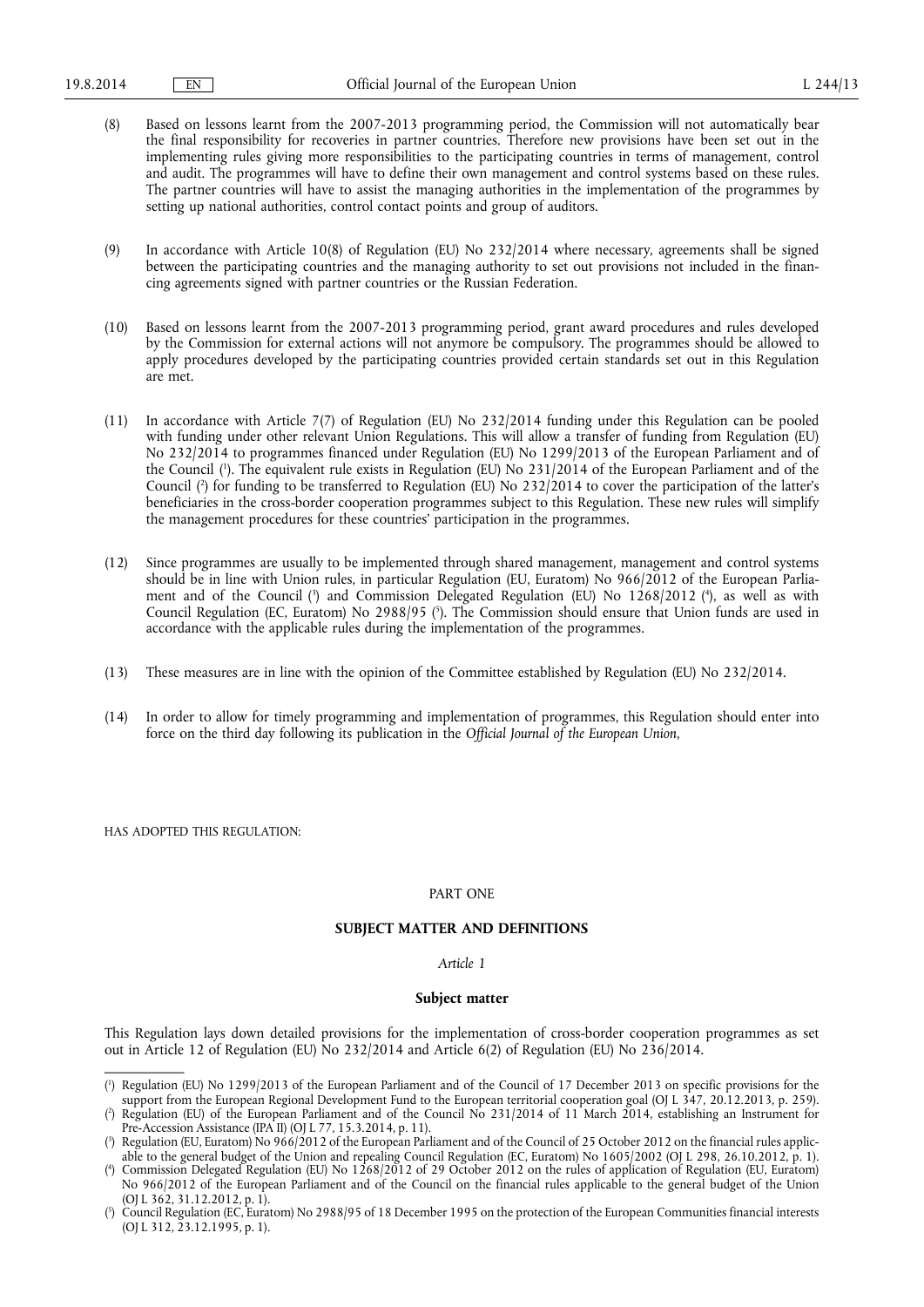(8) Based on lessons learnt from the 2007-2013 programming period, the Commission will not automatically bear the final responsibility for recoveries in partner countries. Therefore new provisions have been set out in the implementing rules giving more responsibilities to the participating countries in terms of management, control and audit. The programmes will have to define their own management and control systems based on these rules. The partner countries will have to assist the managing authorities in the implementation of the programmes by setting up national authorities, control contact points and group of auditors.

(9) In accordance with Article 10(8) of Regulation (EU) No 232/2014 where necessary, agreements shall be signed between the participating countries and the managing authority to set out provisions not included in the financing agreements signed with partner countries or the Russian Federation.

(10) Based on lessons learnt from the 2007-2013 programming period, grant award procedures and rules developed by the Commission for external actions will not anymore be compulsory. The programmes should be allowed to apply procedures developed by the participating countries provided certain standards set out in this Regulation are met.

(11) In accordance with Article 7(7) of Regulation (EU) No 232/2014 funding under this Regulation can be pooled with funding under other relevant Union Regulations. This will allow a transfer of funding from Regulation (EU) No 232/2014 to programmes financed under Regulation (EU) No 1299/2013 of the European Parliament and of the Council [1]. The equivalent rule exists in Regulation (EU) No 231/2014 of the European Parliament and of the Council [2] for funding to be transferred to Regulation (EU) No 232/2014 to cover the participation of the latter's beneficiaries in the cross-border cooperation programmes subject to this Regulation. These new rules will simplify the management procedures for these countries' participation in the programmes.

(12) Since programmes are usually to be implemented through shared management, management and control systems should be in line with Union rules, in particular Regulation (EU, Euratom) No 966/2012 of the European Parliament and of the Council [3] and Commission Delegated Regulation (EU) No 1268/2012 [4], as well as with Council Regulation (EC, Euratom) No 2988/95 [5]. The Commission should ensure that Union funds are used in accordance with the applicable rules during the implementation of the programmes.

(13) These measures are in line with the opinion of the Committee established by Regulation (EU) No 232/2014.

(14) In order to allow for timely programming and implementation of programmes, this Regulation should enter into force on the third day following its publication in the *Official Journal of the European Union*,

HAS ADOPTED THIS REGULATION:

## PART ONE

## SUBJECT MATTER AND DEFINITIONS

### *Article 1*

### Subject matter

This Regulation lays down detailed provisions for the implementation of cross-border cooperation programmes as set out in Article 12 of Regulation (EU) No 232/2014 and Article 6(2) of Regulation (EU) No 236/2014.

---

[1] Regulation (EU) No 1299/2013 of the European Parliament and of the Council of 17 December 2013 on specific provisions for the support from the European Regional Development Fund to the European territorial cooperation goal (OJ L 347, 20.12.2013, p. 259).

[2] Regulation (EU) of the European Parliament and of the Council No 231/2014 of 11 March 2014, establishing an Instrument for Pre-Accession Assistance (IPA II) (OJ L 77, 15.3.2014, p. 11).

[3] Regulation (EU, Euratom) No 966/2012 of the European Parliament and of the Council of 25 October 2012 on the financial rules applicable to the general budget of the Union and repealing Council Regulation (EC, Euratom) No 1605/2002 (OJ L 298, 26.10.2012, p. 1).

[4] Commission Delegated Regulation (EU) No 1268/2012 of 29 October 2012 on the rules of application of Regulation (EU, Euratom) No 966/2012 of the European Parliament and of the Council on the financial rules applicable to the general budget of the Union (OJ L 362, 31.12.2012, p. 1).

[5] Council Regulation (EC, Euratom) No 2988/95 of 18 December 1995 on the protection of the European Communities financial interests (OJ L 312, 23.12.1995, p. 1).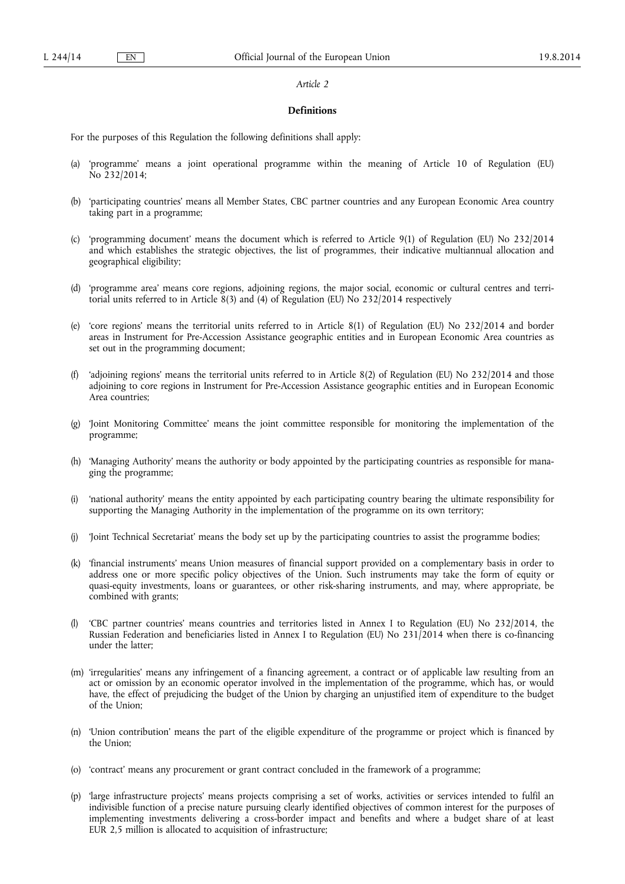*Article 2*

**Definitions**

For the purposes of this Regulation the following definitions shall apply:

(a) 'programme' means a joint operational programme within the meaning of Article 10 of Regulation (EU) No 232/2014;

(b) 'participating countries' means all Member States, CBC partner countries and any European Economic Area country taking part in a programme;

(c) 'programming document' means the document which is referred to Article 9(1) of Regulation (EU) No 232/2014 and which establishes the strategic objectives, the list of programmes, their indicative multiannual allocation and geographical eligibility;

(d) 'programme area' means core regions, adjoining regions, the major social, economic or cultural centres and territorial units referred to in Article 8(3) and (4) of Regulation (EU) No 232/2014 respectively

(e) 'core regions' means the territorial units referred to in Article 8(1) of Regulation (EU) No 232/2014 and border areas in Instrument for Pre-Accession Assistance geographic entities and in European Economic Area countries as set out in the programming document;

(f) 'adjoining regions' means the territorial units referred to in Article 8(2) of Regulation (EU) No 232/2014 and those adjoining to core regions in Instrument for Pre-Accession Assistance geographic entities and in European Economic Area countries;

(g) 'Joint Monitoring Committee' means the joint committee responsible for monitoring the implementation of the programme;

(h) 'Managing Authority' means the authority or body appointed by the participating countries as responsible for managing the programme;

(i) 'national authority' means the entity appointed by each participating country bearing the ultimate responsibility for supporting the Managing Authority in the implementation of the programme on its own territory;

(j) 'Joint Technical Secretariat' means the body set up by the participating countries to assist the programme bodies;

(k) 'financial instruments' means Union measures of financial support provided on a complementary basis in order to address one or more specific policy objectives of the Union. Such instruments may take the form of equity or quasi-equity investments, loans or guarantees, or other risk-sharing instruments, and may, where appropriate, be combined with grants;

(l) 'CBC partner countries' means countries and territories listed in Annex I to Regulation (EU) No 232/2014, the Russian Federation and beneficiaries listed in Annex I to Regulation (EU) No 231/2014 when there is co-financing under the latter;

(m) 'irregularities' means any infringement of a financing agreement, a contract or of applicable law resulting from an act or omission by an economic operator involved in the implementation of the programme, which has, or would have, the effect of prejudicing the budget of the Union by charging an unjustified item of expenditure to the budget of the Union;

(n) 'Union contribution' means the part of the eligible expenditure of the programme or project which is financed by the Union;

(o) 'contract' means any procurement or grant contract concluded in the framework of a programme;

(p) 'large infrastructure projects' means projects comprising a set of works, activities or services intended to fulfil an indivisible function of a precise nature pursuing clearly identified objectives of common interest for the purposes of implementing investments delivering a cross-border impact and benefits and where a budget share of at least EUR 2,5 million is allocated to acquisition of infrastructure;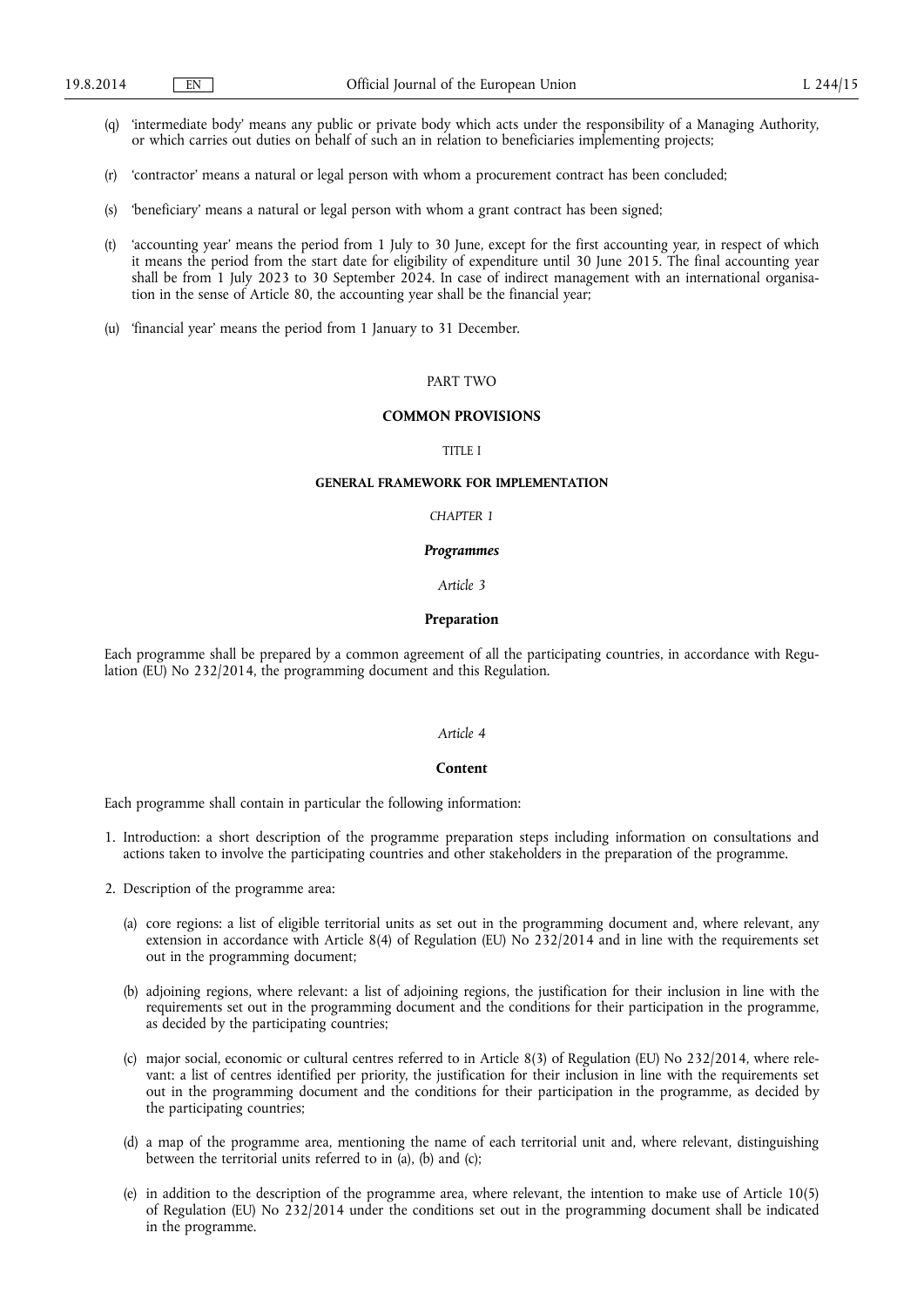(q) 'intermediate body' means any public or private body which acts under the responsibility of a Managing Authority, or which carries out duties on behalf of such an in relation to beneficiaries implementing projects;

(r) 'contractor' means a natural or legal person with whom a procurement contract has been concluded;

(s) 'beneficiary' means a natural or legal person with whom a grant contract has been signed;

(t) 'accounting year' means the period from 1 July to 30 June, except for the first accounting year, in respect of which it means the period from the start date for eligibility of expenditure until 30 June 2015. The final accounting year shall be from 1 July 2023 to 30 September 2024. In case of indirect management with an international organisation in the sense of Article 80, the accounting year shall be the financial year;

(u) 'financial year' means the period from 1 January to 31 December.

PART TWO

# COMMON PROVISIONS

TITLE I

## GENERAL FRAMEWORK FOR IMPLEMENTATION

*CHAPTER 1*

### ***Programmes***

*Article 3*

#### **Preparation**

Each programme shall be prepared by a common agreement of all the participating countries, in accordance with Regulation (EU) No 232/2014, the programming document and this Regulation.

*Article 4*

#### **Content**

Each programme shall contain in particular the following information:

1. Introduction: a short description of the programme preparation steps including information on consultations and actions taken to involve the participating countries and other stakeholders in the preparation of the programme.

2. Description of the programme area:

   (a) core regions: a list of eligible territorial units as set out in the programming document and, where relevant, any extension in accordance with Article 8(4) of Regulation (EU) No 232/2014 and in line with the requirements set out in the programming document;

   (b) adjoining regions, where relevant: a list of adjoining regions, the justification for their inclusion in line with the requirements set out in the programming document and the conditions for their participation in the programme, as decided by the participating countries;

   (c) major social, economic or cultural centres referred to in Article 8(3) of Regulation (EU) No 232/2014, where relevant: a list of centres identified per priority, the justification for their inclusion in line with the requirements set out in the programming document and the conditions for their participation in the programme, as decided by the participating countries;

   (d) a map of the programme area, mentioning the name of each territorial unit and, where relevant, distinguishing between the territorial units referred to in (a), (b) and (c);

   (e) in addition to the description of the programme area, where relevant, the intention to make use of Article 10(5) of Regulation (EU) No 232/2014 under the conditions set out in the programming document shall be indicated in the programme.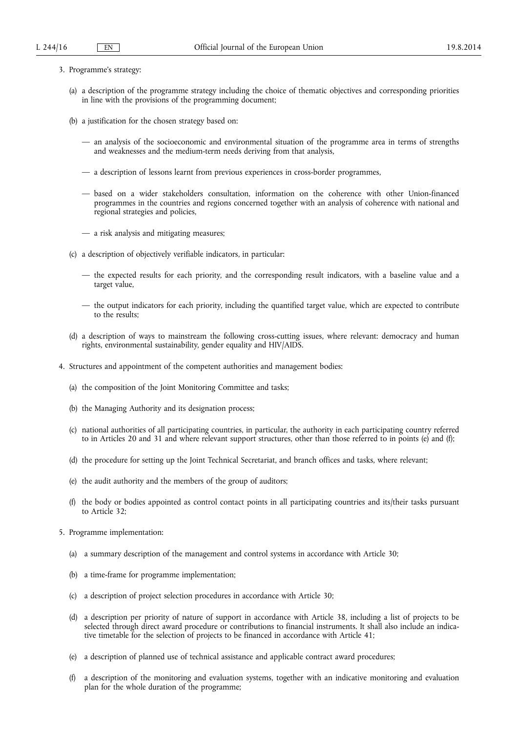3. Programme's strategy:

   (a) a description of the programme strategy including the choice of thematic objectives and corresponding priorities in line with the provisions of the programming document;

   (b) a justification for the chosen strategy based on:

      — an analysis of the socioeconomic and environmental situation of the programme area in terms of strengths and weaknesses and the medium-term needs deriving from that analysis,

      — a description of lessons learnt from previous experiences in cross-border programmes,

      — based on a wider stakeholders consultation, information on the coherence with other Union-financed programmes in the countries and regions concerned together with an analysis of coherence with national and regional strategies and policies,

      — a risk analysis and mitigating measures;

   (c) a description of objectively verifiable indicators, in particular:

      — the expected results for each priority, and the corresponding result indicators, with a baseline value and a target value,

      — the output indicators for each priority, including the quantified target value, which are expected to contribute to the results;

   (d) a description of ways to mainstream the following cross-cutting issues, where relevant: democracy and human rights, environmental sustainability, gender equality and HIV/AIDS.

4. Structures and appointment of the competent authorities and management bodies:

   (a) the composition of the Joint Monitoring Committee and tasks;

   (b) the Managing Authority and its designation process;

   (c) national authorities of all participating countries, in particular, the authority in each participating country referred to in Articles 20 and 31 and where relevant support structures, other than those referred to in points (e) and (f);

   (d) the procedure for setting up the Joint Technical Secretariat, and branch offices and tasks, where relevant;

   (e) the audit authority and the members of the group of auditors;

   (f) the body or bodies appointed as control contact points in all participating countries and its/their tasks pursuant to Article 32;

5. Programme implementation:

   (a) a summary description of the management and control systems in accordance with Article 30;

   (b) a time-frame for programme implementation;

   (c) a description of project selection procedures in accordance with Article 30;

   (d) a description per priority of nature of support in accordance with Article 38, including a list of projects to be selected through direct award procedure or contributions to financial instruments. It shall also include an indicative timetable for the selection of projects to be financed in accordance with Article 41;

   (e) a description of planned use of technical assistance and applicable contract award procedures;

   (f) a description of the monitoring and evaluation systems, together with an indicative monitoring and evaluation plan for the whole duration of the programme;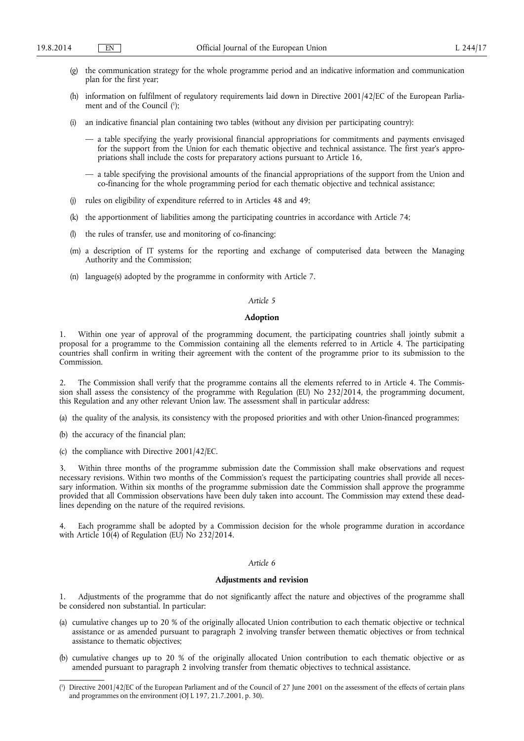(g) the communication strategy for the whole programme period and an indicative information and communication plan for the first year;

(h) information on fulfilment of regulatory requirements laid down in Directive 2001/42/EC of the European Parliament and of the Council [1];

(i) an indicative financial plan containing two tables (without any division per participating country):

— a table specifying the yearly provisional financial appropriations for commitments and payments envisaged for the support from the Union for each thematic objective and technical assistance. The first year's appropriations shall include the costs for preparatory actions pursuant to Article 16,

— a table specifying the provisional amounts of the financial appropriations of the support from the Union and co-financing for the whole programming period for each thematic objective and technical assistance;

(j) rules on eligibility of expenditure referred to in Articles 48 and 49;

(k) the apportionment of liabilities among the participating countries in accordance with Article 74;

(l) the rules of transfer, use and monitoring of co-financing;

(m) a description of IT systems for the reporting and exchange of computerised data between the Managing Authority and the Commission;

(n) language(s) adopted by the programme in conformity with Article 7.

*Article 5*

**Adoption**

1. Within one year of approval of the programming document, the participating countries shall jointly submit a proposal for a programme to the Commission containing all the elements referred to in Article 4. The participating countries shall confirm in writing their agreement with the content of the programme prior to its submission to the Commission.

2. The Commission shall verify that the programme contains all the elements referred to in Article 4. The Commission shall assess the consistency of the programme with Regulation (EU) No 232/2014, the programming document, this Regulation and any other relevant Union law. The assessment shall in particular address:

(a) the quality of the analysis, its consistency with the proposed priorities and with other Union-financed programmes;

(b) the accuracy of the financial plan;

(c) the compliance with Directive 2001/42/EC.

3. Within three months of the programme submission date the Commission shall make observations and request necessary revisions. Within two months of the Commission's request the participating countries shall provide all necessary information. Within six months of the programme submission date the Commission shall approve the programme provided that all Commission observations have been duly taken into account. The Commission may extend these deadlines depending on the nature of the required revisions.

4. Each programme shall be adopted by a Commission decision for the whole programme duration in accordance with Article 10(4) of Regulation (EU) No 232/2014.

*Article 6*

**Adjustments and revision**

1. Adjustments of the programme that do not significantly affect the nature and objectives of the programme shall be considered non substantial. In particular:

(a) cumulative changes up to 20 % of the originally allocated Union contribution to each thematic objective or technical assistance or as amended pursuant to paragraph 2 involving transfer between thematic objectives or from technical assistance to thematic objectives;

(b) cumulative changes up to 20 % of the originally allocated Union contribution to each thematic objective or as amended pursuant to paragraph 2 involving transfer from thematic objectives to technical assistance.

---

[1] Directive 2001/42/EC of the European Parliament and of the Council of 27 June 2001 on the assessment of the effects of certain plans and programmes on the environment (OJ L 197, 21.7.2001, p. 30).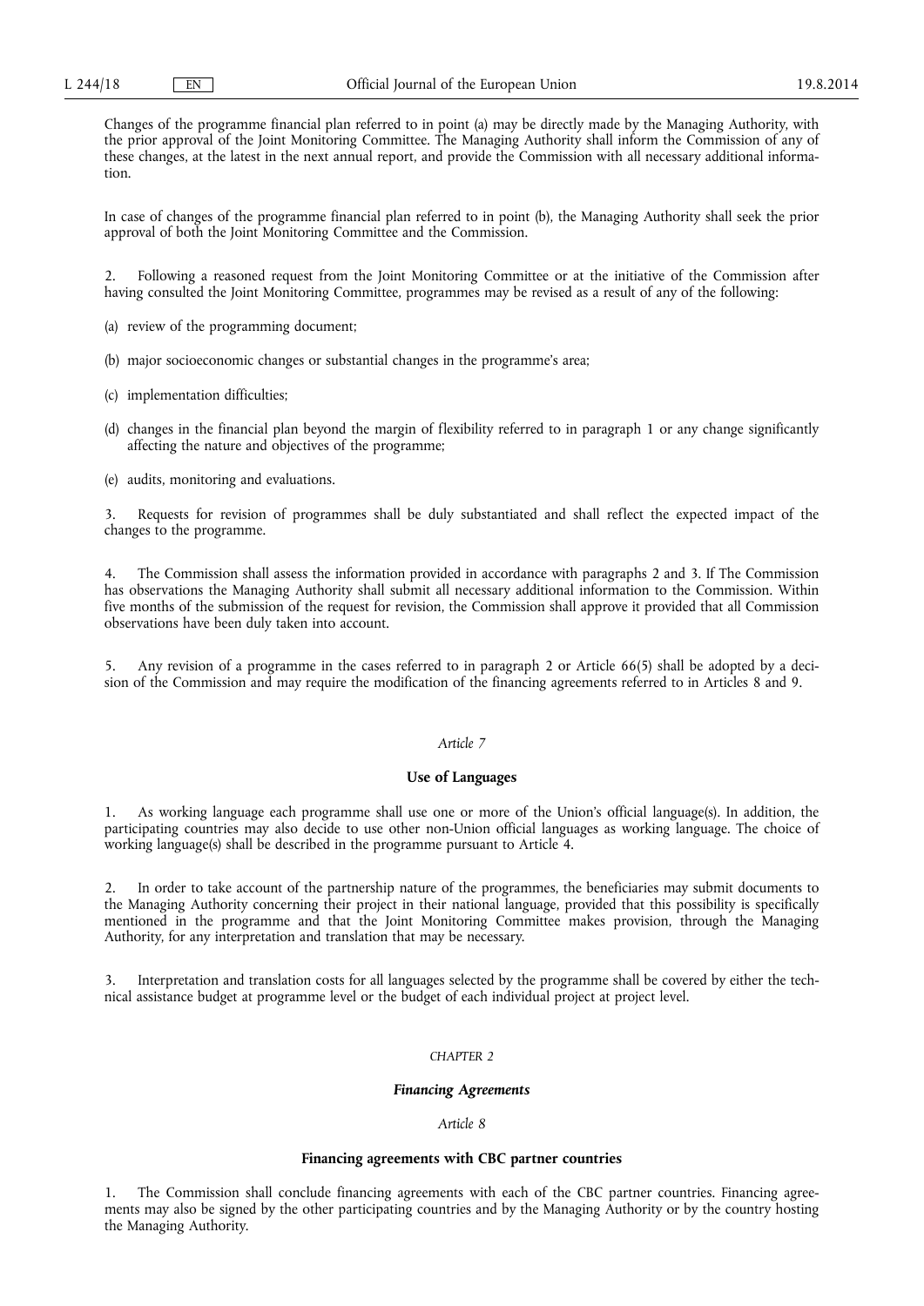Changes of the programme financial plan referred to in point (a) may be directly made by the Managing Authority, with the prior approval of the Joint Monitoring Committee. The Managing Authority shall inform the Commission of any of these changes, at the latest in the next annual report, and provide the Commission with all necessary additional information.

In case of changes of the programme financial plan referred to in point (b), the Managing Authority shall seek the prior approval of both the Joint Monitoring Committee and the Commission.

2. Following a reasoned request from the Joint Monitoring Committee or at the initiative of the Commission after having consulted the Joint Monitoring Committee, programmes may be revised as a result of any of the following:

(a) review of the programming document;

(b) major socioeconomic changes or substantial changes in the programme's area;

(c) implementation difficulties;

(d) changes in the financial plan beyond the margin of flexibility referred to in paragraph 1 or any change significantly affecting the nature and objectives of the programme;

(e) audits, monitoring and evaluations.

3. Requests for revision of programmes shall be duly substantiated and shall reflect the expected impact of the changes to the programme.

4. The Commission shall assess the information provided in accordance with paragraphs 2 and 3. If The Commission has observations the Managing Authority shall submit all necessary additional information to the Commission. Within five months of the submission of the request for revision, the Commission shall approve it provided that all Commission observations have been duly taken into account.

5. Any revision of a programme in the cases referred to in paragraph 2 or Article 66(5) shall be adopted by a decision of the Commission and may require the modification of the financing agreements referred to in Articles 8 and 9.

*Article 7*

**Use of Languages**

1. As working language each programme shall use one or more of the Union's official language(s). In addition, the participating countries may also decide to use other non-Union official languages as working language. The choice of working language(s) shall be described in the programme pursuant to Article 4.

2. In order to take account of the partnership nature of the programmes, the beneficiaries may submit documents to the Managing Authority concerning their project in their national language, provided that this possibility is specifically mentioned in the programme and that the Joint Monitoring Committee makes provision, through the Managing Authority, for any interpretation and translation that may be necessary.

3. Interpretation and translation costs for all languages selected by the programme shall be covered by either the technical assistance budget at programme level or the budget of each individual project at project level.

*CHAPTER 2*

***Financing Agreements***

*Article 8*

**Financing agreements with CBC partner countries**

1. The Commission shall conclude financing agreements with each of the CBC partner countries. Financing agreements may also be signed by the other participating countries and by the Managing Authority or by the country hosting the Managing Authority.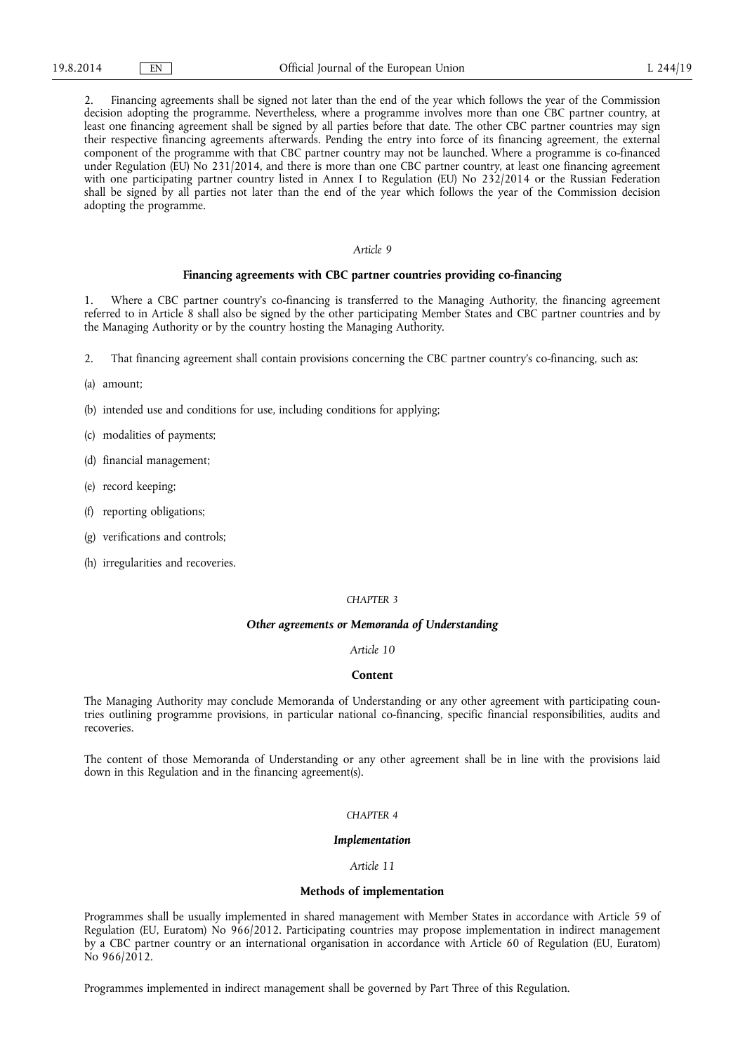2. Financing agreements shall be signed not later than the end of the year which follows the year of the Commission decision adopting the programme. Nevertheless, where a programme involves more than one CBC partner country, at least one financing agreement shall be signed by all parties before that date. The other CBC partner countries may sign their respective financing agreements afterwards. Pending the entry into force of its financing agreement, the external component of the programme with that CBC partner country may not be launched. Where a programme is co-financed under Regulation (EU) No 231/2014, and there is more than one CBC partner country, at least one financing agreement with one participating partner country listed in Annex I to Regulation (EU) No 232/2014 or the Russian Federation shall be signed by all parties not later than the end of the year which follows the year of the Commission decision adopting the programme.

*Article 9*

**Financing agreements with CBC partner countries providing co-financing**

1. Where a CBC partner country's co-financing is transferred to the Managing Authority, the financing agreement referred to in Article 8 shall also be signed by the other participating Member States and CBC partner countries and by the Managing Authority or by the country hosting the Managing Authority.

2. That financing agreement shall contain provisions concerning the CBC partner country's co-financing, such as:

(a) amount;

(b) intended use and conditions for use, including conditions for applying;

(c) modalities of payments;

(d) financial management;

(e) record keeping;

(f) reporting obligations;

(g) verifications and controls;

(h) irregularities and recoveries.

*CHAPTER 3*

***Other agreements or Memoranda of Understanding***

*Article 10*

**Content**

The Managing Authority may conclude Memoranda of Understanding or any other agreement with participating countries outlining programme provisions, in particular national co-financing, specific financial responsibilities, audits and recoveries.

The content of those Memoranda of Understanding or any other agreement shall be in line with the provisions laid down in this Regulation and in the financing agreement(s).

*CHAPTER 4*

***Implementation***

*Article 11*

**Methods of implementation**

Programmes shall be usually implemented in shared management with Member States in accordance with Article 59 of Regulation (EU, Euratom) No 966/2012. Participating countries may propose implementation in indirect management by a CBC partner country or an international organisation in accordance with Article 60 of Regulation (EU, Euratom) No 966/2012.

Programmes implemented in indirect management shall be governed by Part Three of this Regulation.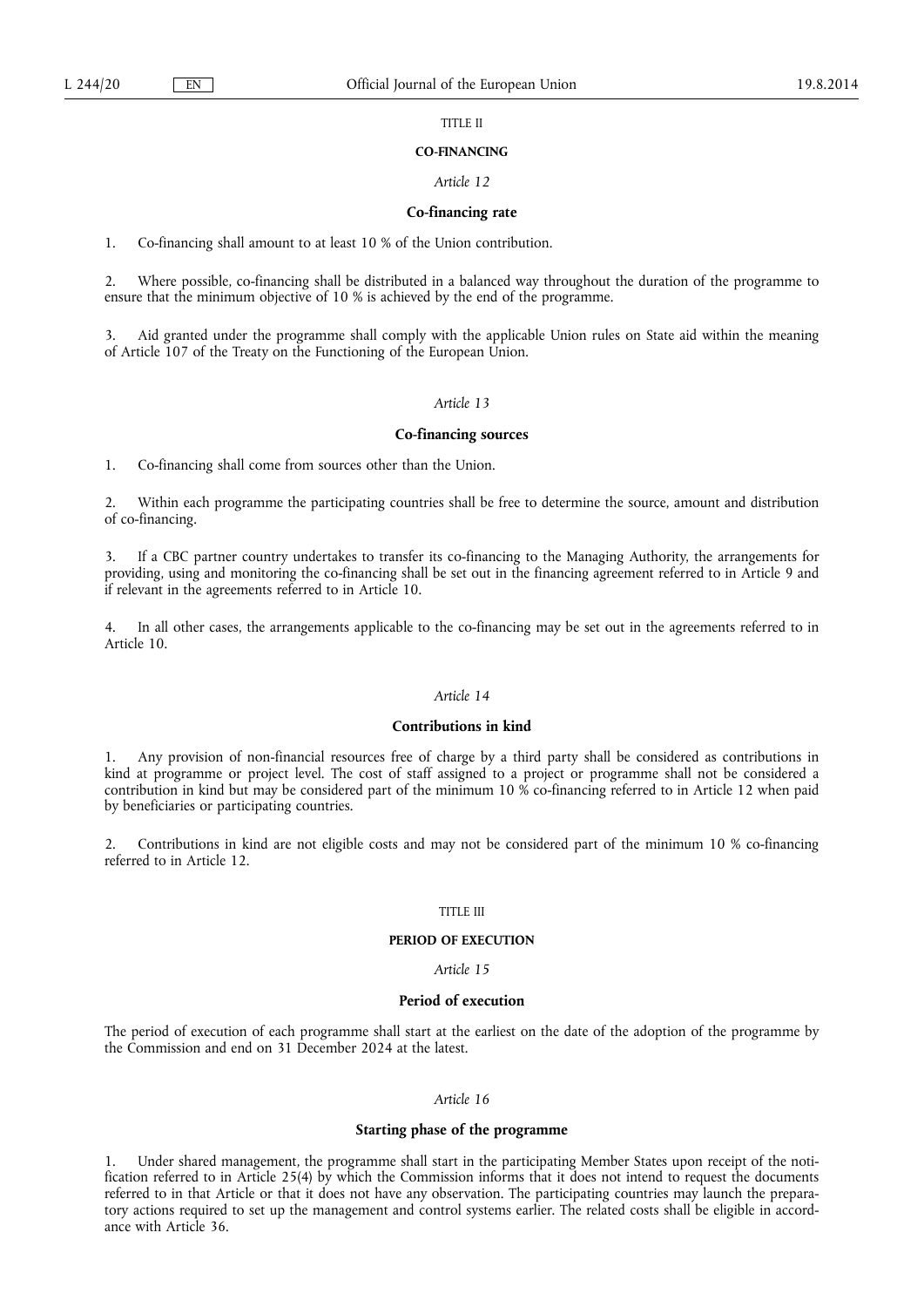## TITLE II

## CO-FINANCING

*Article 12*

### Co-financing rate

1. Co-financing shall amount to at least 10 % of the Union contribution.

2. Where possible, co-financing shall be distributed in a balanced way throughout the duration of the programme to ensure that the minimum objective of 10 % is achieved by the end of the programme.

3. Aid granted under the programme shall comply with the applicable Union rules on State aid within the meaning of Article 107 of the Treaty on the Functioning of the European Union.

*Article 13*

### Co-financing sources

1. Co-financing shall come from sources other than the Union.

2. Within each programme the participating countries shall be free to determine the source, amount and distribution of co-financing.

3. If a CBC partner country undertakes to transfer its co-financing to the Managing Authority, the arrangements for providing, using and monitoring the co-financing shall be set out in the financing agreement referred to in Article 9 and if relevant in the agreements referred to in Article 10.

4. In all other cases, the arrangements applicable to the co-financing may be set out in the agreements referred to in Article 10.

*Article 14*

### Contributions in kind

1. Any provision of non-financial resources free of charge by a third party shall be considered as contributions in kind at programme or project level. The cost of staff assigned to a project or programme shall not be considered a contribution in kind but may be considered part of the minimum 10 % co-financing referred to in Article 12 when paid by beneficiaries or participating countries.

2. Contributions in kind are not eligible costs and may not be considered part of the minimum 10 % co-financing referred to in Article 12.

## TITLE III

## PERIOD OF EXECUTION

*Article 15*

### Period of execution

The period of execution of each programme shall start at the earliest on the date of the adoption of the programme by the Commission and end on 31 December 2024 at the latest.

*Article 16*

### Starting phase of the programme

1. Under shared management, the programme shall start in the participating Member States upon receipt of the notification referred to in Article 25(4) by which the Commission informs that it does not intend to request the documents referred to in that Article or that it does not have any observation. The participating countries may launch the preparatory actions required to set up the management and control systems earlier. The related costs shall be eligible in accordance with Article 36.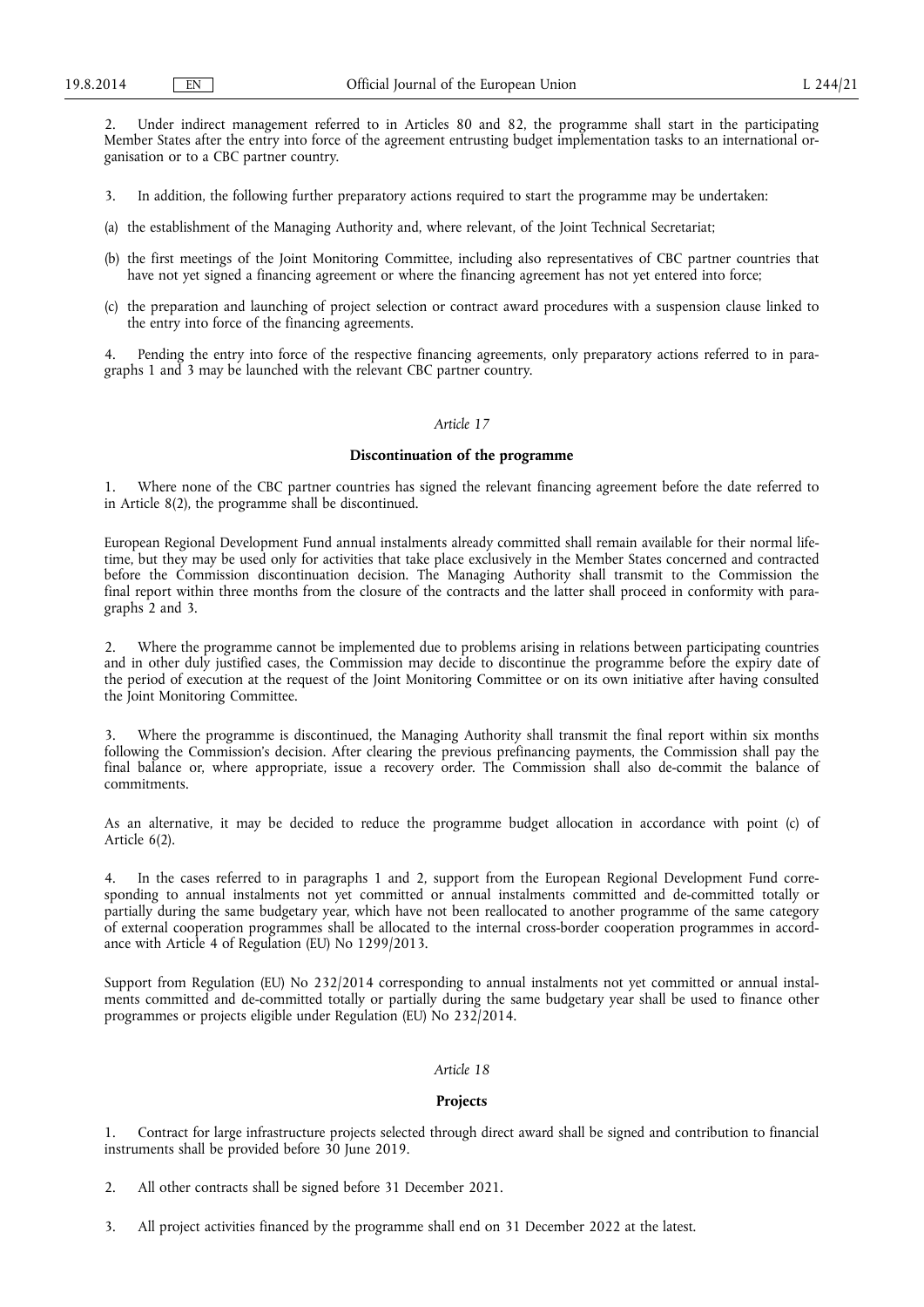2. Under indirect management referred to in Articles 80 and 82, the programme shall start in the participating Member States after the entry into force of the agreement entrusting budget implementation tasks to an international organisation or to a CBC partner country.

3. In addition, the following further preparatory actions required to start the programme may be undertaken:

(a) the establishment of the Managing Authority and, where relevant, of the Joint Technical Secretariat;

(b) the first meetings of the Joint Monitoring Committee, including also representatives of CBC partner countries that have not yet signed a financing agreement or where the financing agreement has not yet entered into force;

(c) the preparation and launching of project selection or contract award procedures with a suspension clause linked to the entry into force of the financing agreements.

4. Pending the entry into force of the respective financing agreements, only preparatory actions referred to in paragraphs 1 and 3 may be launched with the relevant CBC partner country.

*Article 17*

**Discontinuation of the programme**

1. Where none of the CBC partner countries has signed the relevant financing agreement before the date referred to in Article 8(2), the programme shall be discontinued.

European Regional Development Fund annual instalments already committed shall remain available for their normal lifetime, but they may be used only for activities that take place exclusively in the Member States concerned and contracted before the Commission discontinuation decision. The Managing Authority shall transmit to the Commission the final report within three months from the closure of the contracts and the latter shall proceed in conformity with paragraphs 2 and 3.

2. Where the programme cannot be implemented due to problems arising in relations between participating countries and in other duly justified cases, the Commission may decide to discontinue the programme before the expiry date of the period of execution at the request of the Joint Monitoring Committee or on its own initiative after having consulted the Joint Monitoring Committee.

3. Where the programme is discontinued, the Managing Authority shall transmit the final report within six months following the Commission's decision. After clearing the previous prefinancing payments, the Commission shall pay the final balance or, where appropriate, issue a recovery order. The Commission shall also de-commit the balance of commitments.

As an alternative, it may be decided to reduce the programme budget allocation in accordance with point (c) of Article 6(2).

4. In the cases referred to in paragraphs 1 and 2, support from the European Regional Development Fund corresponding to annual instalments not yet committed or annual instalments committed and de-committed totally or partially during the same budgetary year, which have not been reallocated to another programme of the same category of external cooperation programmes shall be allocated to the internal cross-border cooperation programmes in accordance with Article 4 of Regulation (EU) No 1299/2013.

Support from Regulation (EU) No 232/2014 corresponding to annual instalments not yet committed or annual instalments committed and de-committed totally or partially during the same budgetary year shall be used to finance other programmes or projects eligible under Regulation (EU) No 232/2014.

*Article 18*

**Projects**

1. Contract for large infrastructure projects selected through direct award shall be signed and contribution to financial instruments shall be provided before 30 June 2019.

2. All other contracts shall be signed before 31 December 2021.

3. All project activities financed by the programme shall end on 31 December 2022 at the latest.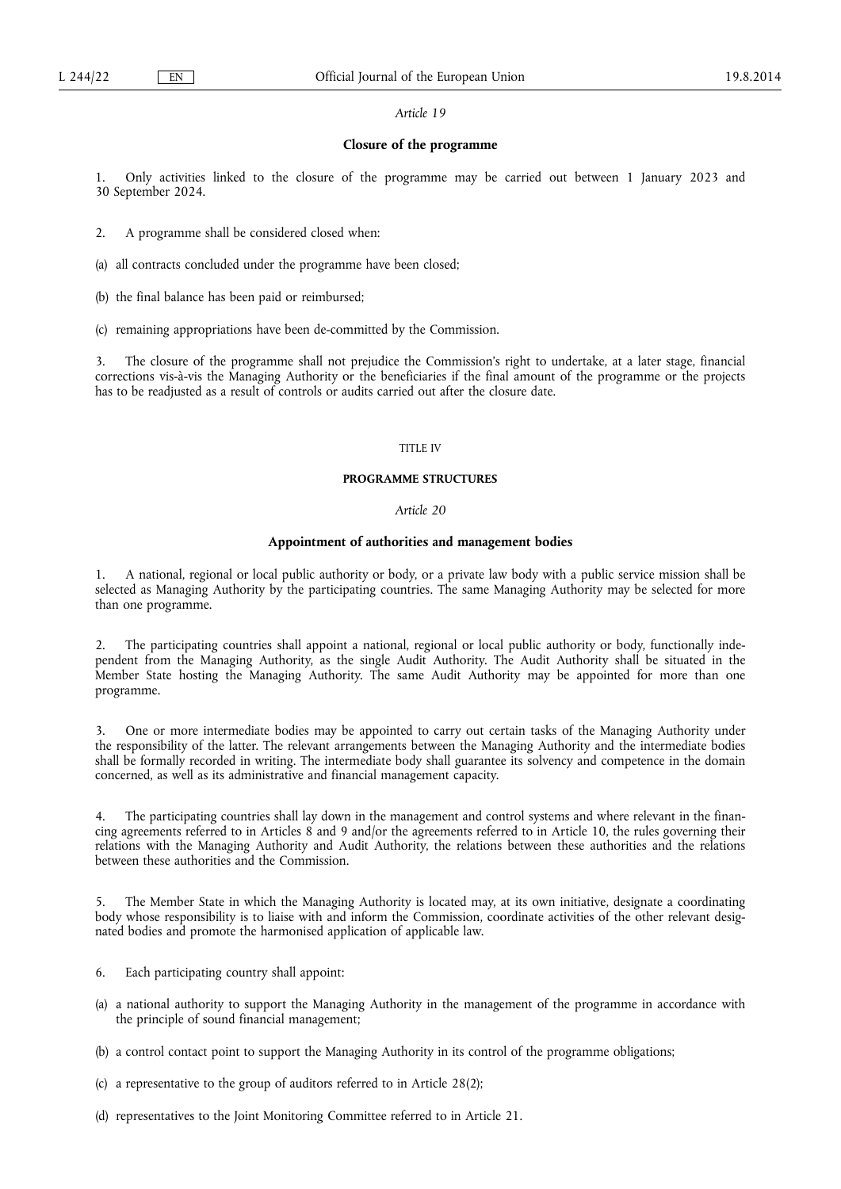*Article 19*

**Closure of the programme**

1. Only activities linked to the closure of the programme may be carried out between 1 January 2023 and 30 September 2024.

2. A programme shall be considered closed when:

(a) all contracts concluded under the programme have been closed;

(b) the final balance has been paid or reimbursed;

(c) remaining appropriations have been de-committed by the Commission.

3. The closure of the programme shall not prejudice the Commission's right to undertake, at a later stage, financial corrections vis-à-vis the Managing Authority or the beneficiaries if the final amount of the programme or the projects has to be readjusted as a result of controls or audits carried out after the closure date.

TITLE IV

**PROGRAMME STRUCTURES**

*Article 20*

**Appointment of authorities and management bodies**

1. A national, regional or local public authority or body, or a private law body with a public service mission shall be selected as Managing Authority by the participating countries. The same Managing Authority may be selected for more than one programme.

2. The participating countries shall appoint a national, regional or local public authority or body, functionally independent from the Managing Authority, as the single Audit Authority. The Audit Authority shall be situated in the Member State hosting the Managing Authority. The same Audit Authority may be appointed for more than one programme.

3. One or more intermediate bodies may be appointed to carry out certain tasks of the Managing Authority under the responsibility of the latter. The relevant arrangements between the Managing Authority and the intermediate bodies shall be formally recorded in writing. The intermediate body shall guarantee its solvency and competence in the domain concerned, as well as its administrative and financial management capacity.

4. The participating countries shall lay down in the management and control systems and where relevant in the financing agreements referred to in Articles 8 and 9 and/or the agreements referred to in Article 10, the rules governing their relations with the Managing Authority and Audit Authority, the relations between these authorities and the relations between these authorities and the Commission.

5. The Member State in which the Managing Authority is located may, at its own initiative, designate a coordinating body whose responsibility is to liaise with and inform the Commission, coordinate activities of the other relevant designated bodies and promote the harmonised application of applicable law.

6. Each participating country shall appoint:

(a) a national authority to support the Managing Authority in the management of the programme in accordance with the principle of sound financial management;

(b) a control contact point to support the Managing Authority in its control of the programme obligations;

(c) a representative to the group of auditors referred to in Article 28(2);

(d) representatives to the Joint Monitoring Committee referred to in Article 21.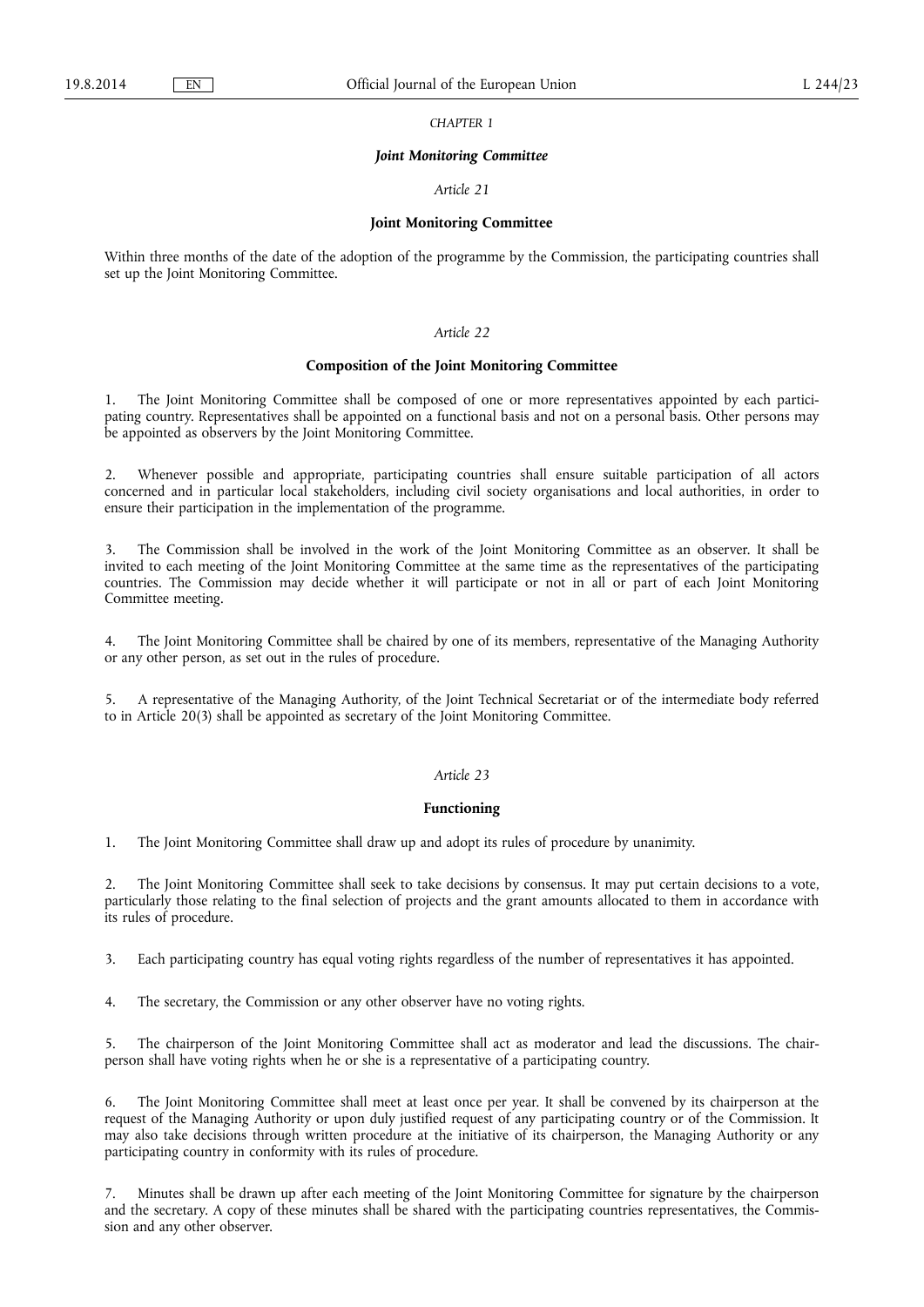*CHAPTER 1*

***Joint Monitoring Committee***

*Article 21*

**Joint Monitoring Committee**

Within three months of the date of the adoption of the programme by the Commission, the participating countries shall set up the Joint Monitoring Committee.

*Article 22*

**Composition of the Joint Monitoring Committee**

1. The Joint Monitoring Committee shall be composed of one or more representatives appointed by each participating country. Representatives shall be appointed on a functional basis and not on a personal basis. Other persons may be appointed as observers by the Joint Monitoring Committee.

2. Whenever possible and appropriate, participating countries shall ensure suitable participation of all actors concerned and in particular local stakeholders, including civil society organisations and local authorities, in order to ensure their participation in the implementation of the programme.

3. The Commission shall be involved in the work of the Joint Monitoring Committee as an observer. It shall be invited to each meeting of the Joint Monitoring Committee at the same time as the representatives of the participating countries. The Commission may decide whether it will participate or not in all or part of each Joint Monitoring Committee meeting.

4. The Joint Monitoring Committee shall be chaired by one of its members, representative of the Managing Authority or any other person, as set out in the rules of procedure.

5. A representative of the Managing Authority, of the Joint Technical Secretariat or of the intermediate body referred to in Article 20(3) shall be appointed as secretary of the Joint Monitoring Committee.

*Article 23*

**Functioning**

1. The Joint Monitoring Committee shall draw up and adopt its rules of procedure by unanimity.

2. The Joint Monitoring Committee shall seek to take decisions by consensus. It may put certain decisions to a vote, particularly those relating to the final selection of projects and the grant amounts allocated to them in accordance with its rules of procedure.

3. Each participating country has equal voting rights regardless of the number of representatives it has appointed.

4. The secretary, the Commission or any other observer have no voting rights.

5. The chairperson of the Joint Monitoring Committee shall act as moderator and lead the discussions. The chairperson shall have voting rights when he or she is a representative of a participating country.

6. The Joint Monitoring Committee shall meet at least once per year. It shall be convened by its chairperson at the request of the Managing Authority or upon duly justified request of any participating country or of the Commission. It may also take decisions through written procedure at the initiative of its chairperson, the Managing Authority or any participating country in conformity with its rules of procedure.

7. Minutes shall be drawn up after each meeting of the Joint Monitoring Committee for signature by the chairperson and the secretary. A copy of these minutes shall be shared with the participating countries representatives, the Commission and any other observer.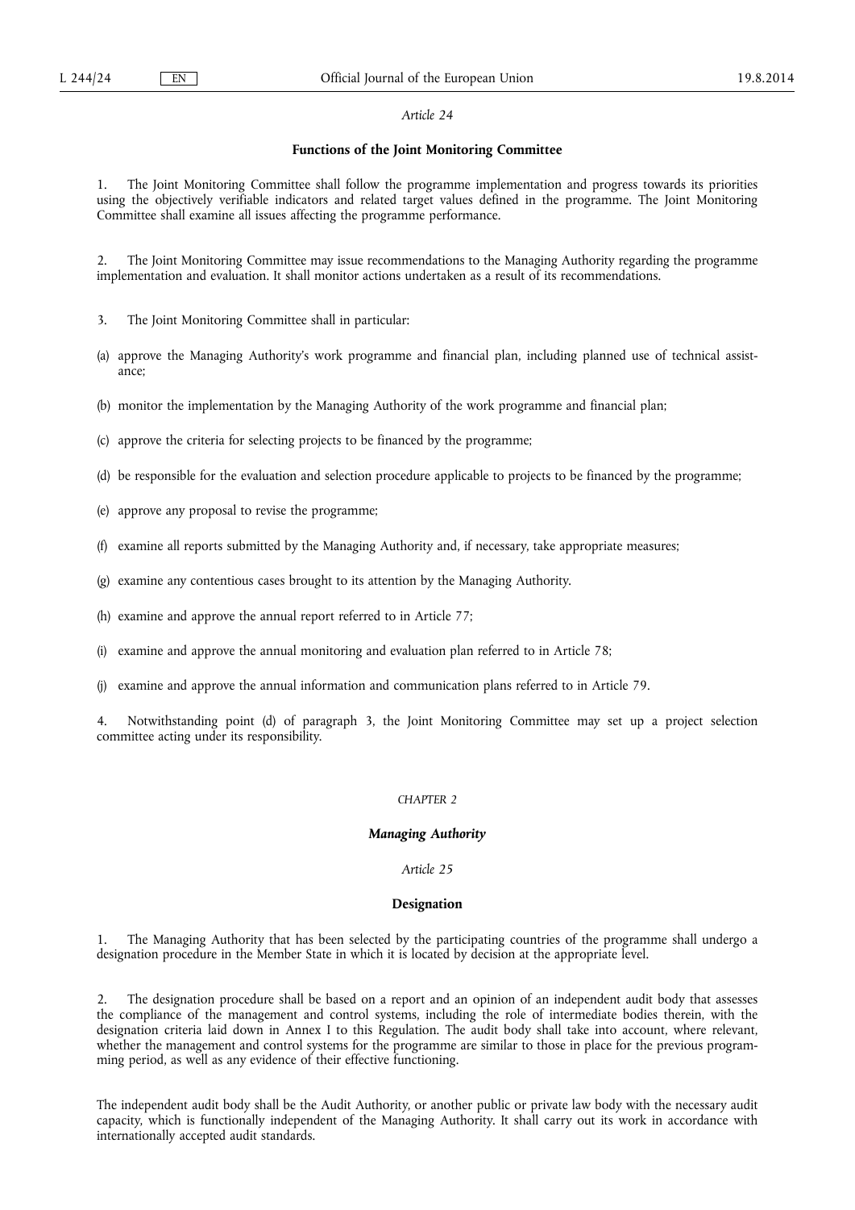*Article 24*

**Functions of the Joint Monitoring Committee**

1. The Joint Monitoring Committee shall follow the programme implementation and progress towards its priorities using the objectively verifiable indicators and related target values defined in the programme. The Joint Monitoring Committee shall examine all issues affecting the programme performance.

2. The Joint Monitoring Committee may issue recommendations to the Managing Authority regarding the programme implementation and evaluation. It shall monitor actions undertaken as a result of its recommendations.

3. The Joint Monitoring Committee shall in particular:

(a) approve the Managing Authority's work programme and financial plan, including planned use of technical assistance;

(b) monitor the implementation by the Managing Authority of the work programme and financial plan;

(c) approve the criteria for selecting projects to be financed by the programme;

(d) be responsible for the evaluation and selection procedure applicable to projects to be financed by the programme;

(e) approve any proposal to revise the programme;

(f) examine all reports submitted by the Managing Authority and, if necessary, take appropriate measures;

(g) examine any contentious cases brought to its attention by the Managing Authority.

(h) examine and approve the annual report referred to in Article 77;

(i) examine and approve the annual monitoring and evaluation plan referred to in Article 78;

(j) examine and approve the annual information and communication plans referred to in Article 79.

4. Notwithstanding point (d) of paragraph 3, the Joint Monitoring Committee may set up a project selection committee acting under its responsibility.

*CHAPTER 2*

***Managing Authority***

*Article 25*

**Designation**

1. The Managing Authority that has been selected by the participating countries of the programme shall undergo a designation procedure in the Member State in which it is located by decision at the appropriate level.

2. The designation procedure shall be based on a report and an opinion of an independent audit body that assesses the compliance of the management and control systems, including the role of intermediate bodies therein, with the designation criteria laid down in Annex I to this Regulation. The audit body shall take into account, where relevant, whether the management and control systems for the programme are similar to those in place for the previous programming period, as well as any evidence of their effective functioning.

The independent audit body shall be the Audit Authority, or another public or private law body with the necessary audit capacity, which is functionally independent of the Managing Authority. It shall carry out its work in accordance with internationally accepted audit standards.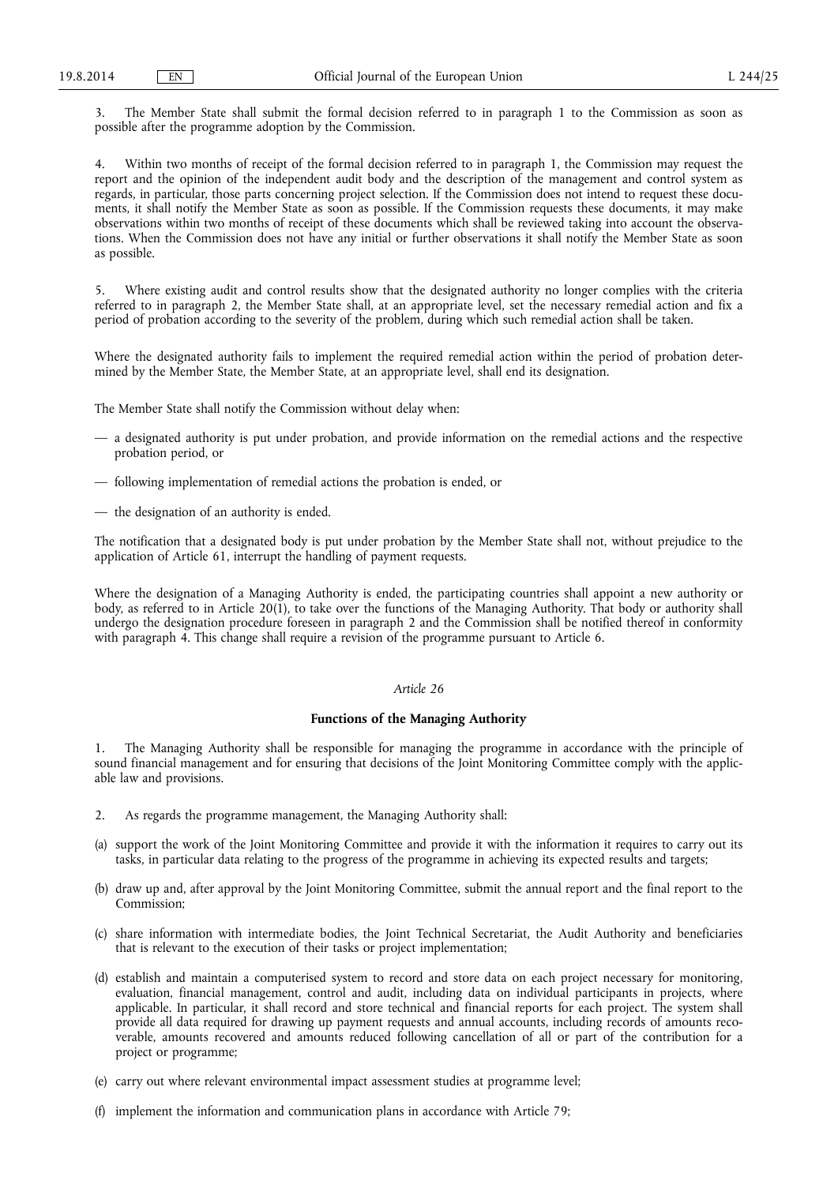3. The Member State shall submit the formal decision referred to in paragraph 1 to the Commission as soon as possible after the programme adoption by the Commission.

4. Within two months of receipt of the formal decision referred to in paragraph 1, the Commission may request the report and the opinion of the independent audit body and the description of the management and control system as regards, in particular, those parts concerning project selection. If the Commission does not intend to request these documents, it shall notify the Member State as soon as possible. If the Commission requests these documents, it may make observations within two months of receipt of these documents which shall be reviewed taking into account the observations. When the Commission does not have any initial or further observations it shall notify the Member State as soon as possible.

5. Where existing audit and control results show that the designated authority no longer complies with the criteria referred to in paragraph 2, the Member State shall, at an appropriate level, set the necessary remedial action and fix a period of probation according to the severity of the problem, during which such remedial action shall be taken.

Where the designated authority fails to implement the required remedial action within the period of probation determined by the Member State, the Member State, at an appropriate level, shall end its designation.

The Member State shall notify the Commission without delay when:

— a designated authority is put under probation, and provide information on the remedial actions and the respective probation period, or

— following implementation of remedial actions the probation is ended, or

— the designation of an authority is ended.

The notification that a designated body is put under probation by the Member State shall not, without prejudice to the application of Article 61, interrupt the handling of payment requests.

Where the designation of a Managing Authority is ended, the participating countries shall appoint a new authority or body, as referred to in Article 20(1), to take over the functions of the Managing Authority. That body or authority shall undergo the designation procedure foreseen in paragraph 2 and the Commission shall be notified thereof in conformity with paragraph 4. This change shall require a revision of the programme pursuant to Article 6.

*Article 26*

**Functions of the Managing Authority**

1. The Managing Authority shall be responsible for managing the programme in accordance with the principle of sound financial management and for ensuring that decisions of the Joint Monitoring Committee comply with the applicable law and provisions.

2. As regards the programme management, the Managing Authority shall:

(a) support the work of the Joint Monitoring Committee and provide it with the information it requires to carry out its tasks, in particular data relating to the progress of the programme in achieving its expected results and targets;

(b) draw up and, after approval by the Joint Monitoring Committee, submit the annual report and the final report to the Commission;

(c) share information with intermediate bodies, the Joint Technical Secretariat, the Audit Authority and beneficiaries that is relevant to the execution of their tasks or project implementation;

(d) establish and maintain a computerised system to record and store data on each project necessary for monitoring, evaluation, financial management, control and audit, including data on individual participants in projects, where applicable. In particular, it shall record and store technical and financial reports for each project. The system shall provide all data required for drawing up payment requests and annual accounts, including records of amounts recoverable, amounts recovered and amounts reduced following cancellation of all or part of the contribution for a project or programme;

(e) carry out where relevant environmental impact assessment studies at programme level;

(f) implement the information and communication plans in accordance with Article 79;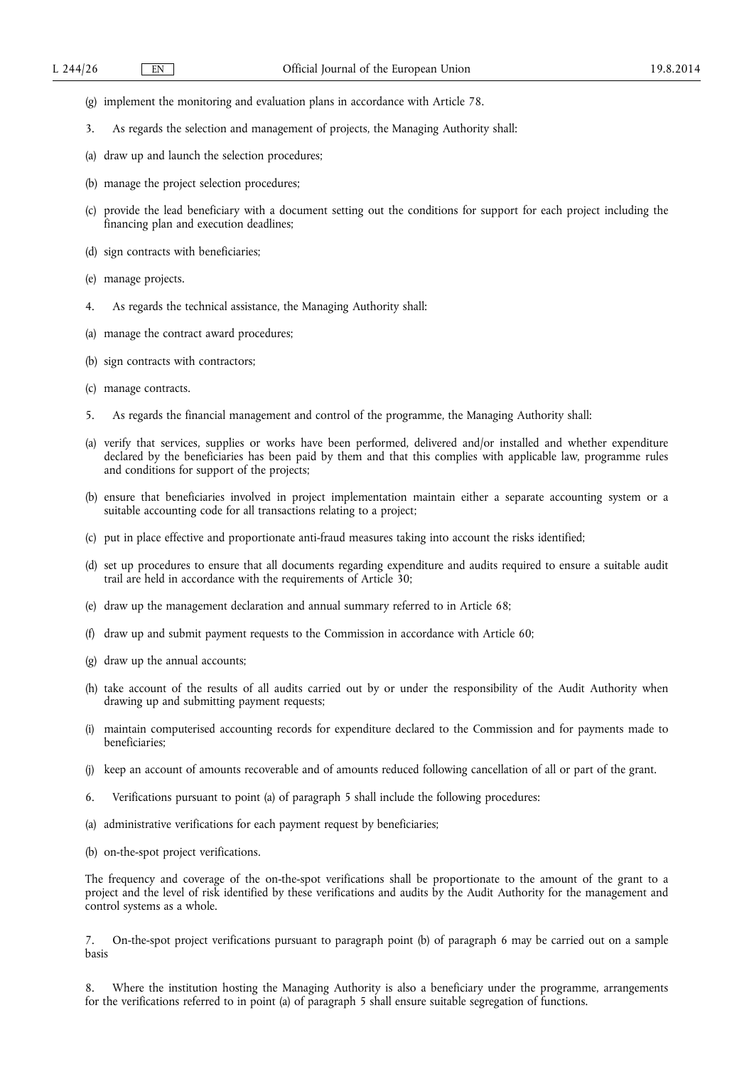(g) implement the monitoring and evaluation plans in accordance with Article 78.

3. As regards the selection and management of projects, the Managing Authority shall:

(a) draw up and launch the selection procedures;

(b) manage the project selection procedures;

(c) provide the lead beneficiary with a document setting out the conditions for support for each project including the financing plan and execution deadlines;

(d) sign contracts with beneficiaries;

(e) manage projects.

4. As regards the technical assistance, the Managing Authority shall:

(a) manage the contract award procedures;

(b) sign contracts with contractors;

(c) manage contracts.

5. As regards the financial management and control of the programme, the Managing Authority shall:

(a) verify that services, supplies or works have been performed, delivered and/or installed and whether expenditure declared by the beneficiaries has been paid by them and that this complies with applicable law, programme rules and conditions for support of the projects;

(b) ensure that beneficiaries involved in project implementation maintain either a separate accounting system or a suitable accounting code for all transactions relating to a project;

(c) put in place effective and proportionate anti-fraud measures taking into account the risks identified;

(d) set up procedures to ensure that all documents regarding expenditure and audits required to ensure a suitable audit trail are held in accordance with the requirements of Article 30;

(e) draw up the management declaration and annual summary referred to in Article 68;

(f) draw up and submit payment requests to the Commission in accordance with Article 60;

(g) draw up the annual accounts;

(h) take account of the results of all audits carried out by or under the responsibility of the Audit Authority when drawing up and submitting payment requests;

(i) maintain computerised accounting records for expenditure declared to the Commission and for payments made to beneficiaries;

(j) keep an account of amounts recoverable and of amounts reduced following cancellation of all or part of the grant.

6. Verifications pursuant to point (a) of paragraph 5 shall include the following procedures:

(a) administrative verifications for each payment request by beneficiaries;

(b) on-the-spot project verifications.

The frequency and coverage of the on-the-spot verifications shall be proportionate to the amount of the grant to a project and the level of risk identified by these verifications and audits by the Audit Authority for the management and control systems as a whole.

7. On-the-spot project verifications pursuant to paragraph point (b) of paragraph 6 may be carried out on a sample basis

8. Where the institution hosting the Managing Authority is also a beneficiary under the programme, arrangements for the verifications referred to in point (a) of paragraph 5 shall ensure suitable segregation of functions.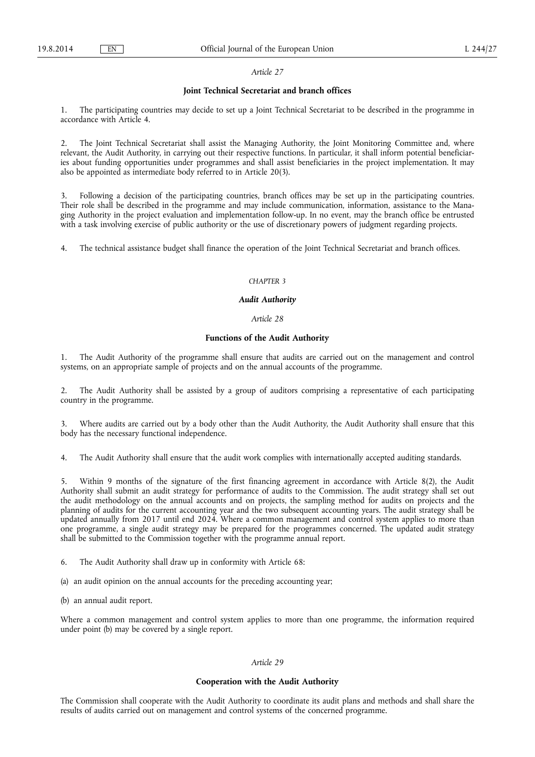*Article 27*

**Joint Technical Secretariat and branch offices**

1. The participating countries may decide to set up a Joint Technical Secretariat to be described in the programme in accordance with Article 4.

2. The Joint Technical Secretariat shall assist the Managing Authority, the Joint Monitoring Committee and, where relevant, the Audit Authority, in carrying out their respective functions. In particular, it shall inform potential beneficiaries about funding opportunities under programmes and shall assist beneficiaries in the project implementation. It may also be appointed as intermediate body referred to in Article 20(3).

3. Following a decision of the participating countries, branch offices may be set up in the participating countries. Their role shall be described in the programme and may include communication, information, assistance to the Managing Authority in the project evaluation and implementation follow-up. In no event, may the branch office be entrusted with a task involving exercise of public authority or the use of discretionary powers of judgment regarding projects.

4. The technical assistance budget shall finance the operation of the Joint Technical Secretariat and branch offices.

## *CHAPTER 3*

## ***Audit Authority***

*Article 28*

**Functions of the Audit Authority**

1. The Audit Authority of the programme shall ensure that audits are carried out on the management and control systems, on an appropriate sample of projects and on the annual accounts of the programme.

2. The Audit Authority shall be assisted by a group of auditors comprising a representative of each participating country in the programme.

3. Where audits are carried out by a body other than the Audit Authority, the Audit Authority shall ensure that this body has the necessary functional independence.

4. The Audit Authority shall ensure that the audit work complies with internationally accepted auditing standards.

5. Within 9 months of the signature of the first financing agreement in accordance with Article 8(2), the Audit Authority shall submit an audit strategy for performance of audits to the Commission. The audit strategy shall set out the audit methodology on the annual accounts and on projects, the sampling method for audits on projects and the planning of audits for the current accounting year and the two subsequent accounting years. The audit strategy shall be updated annually from 2017 until end 2024. Where a common management and control system applies to more than one programme, a single audit strategy may be prepared for the programmes concerned. The updated audit strategy shall be submitted to the Commission together with the programme annual report.

6. The Audit Authority shall draw up in conformity with Article 68:

(a) an audit opinion on the annual accounts for the preceding accounting year;

(b) an annual audit report.

Where a common management and control system applies to more than one programme, the information required under point (b) may be covered by a single report.

*Article 29*

**Cooperation with the Audit Authority**

The Commission shall cooperate with the Audit Authority to coordinate its audit plans and methods and shall share the results of audits carried out on management and control systems of the concerned programme.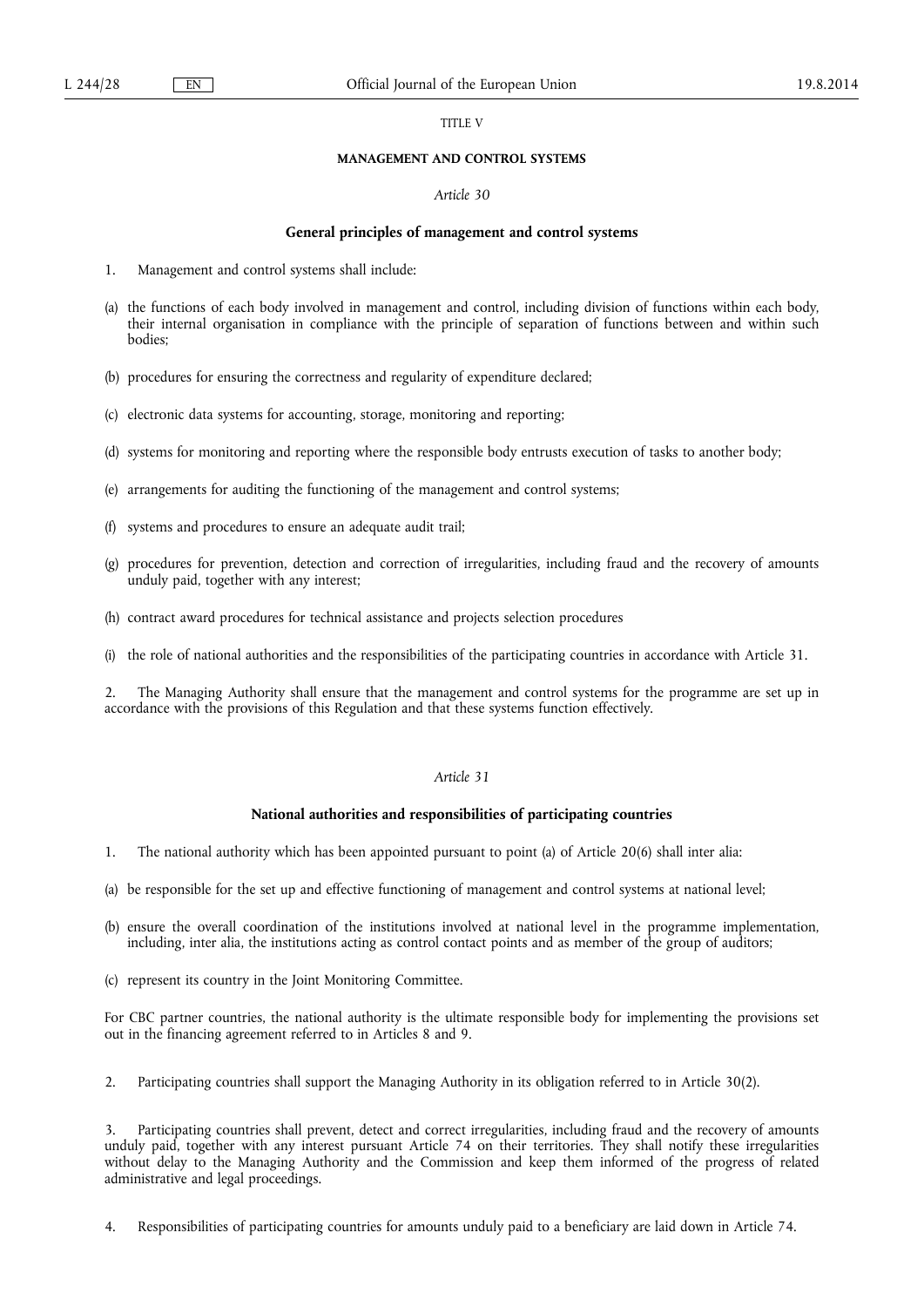TITLE V

**MANAGEMENT AND CONTROL SYSTEMS**

*Article 30*

**General principles of management and control systems**

1. Management and control systems shall include:

(a) the functions of each body involved in management and control, including division of functions within each body, their internal organisation in compliance with the principle of separation of functions between and within such bodies;

(b) procedures for ensuring the correctness and regularity of expenditure declared;

(c) electronic data systems for accounting, storage, monitoring and reporting;

(d) systems for monitoring and reporting where the responsible body entrusts execution of tasks to another body;

(e) arrangements for auditing the functioning of the management and control systems;

(f) systems and procedures to ensure an adequate audit trail;

(g) procedures for prevention, detection and correction of irregularities, including fraud and the recovery of amounts unduly paid, together with any interest;

(h) contract award procedures for technical assistance and projects selection procedures

(i) the role of national authorities and the responsibilities of the participating countries in accordance with Article 31.

2. The Managing Authority shall ensure that the management and control systems for the programme are set up in accordance with the provisions of this Regulation and that these systems function effectively.

*Article 31*

**National authorities and responsibilities of participating countries**

1. The national authority which has been appointed pursuant to point (a) of Article 20(6) shall inter alia:

(a) be responsible for the set up and effective functioning of management and control systems at national level;

(b) ensure the overall coordination of the institutions involved at national level in the programme implementation, including, inter alia, the institutions acting as control contact points and as member of the group of auditors;

(c) represent its country in the Joint Monitoring Committee.

For CBC partner countries, the national authority is the ultimate responsible body for implementing the provisions set out in the financing agreement referred to in Articles 8 and 9.

2. Participating countries shall support the Managing Authority in its obligation referred to in Article 30(2).

3. Participating countries shall prevent, detect and correct irregularities, including fraud and the recovery of amounts unduly paid, together with any interest pursuant Article 74 on their territories. They shall notify these irregularities without delay to the Managing Authority and the Commission and keep them informed of the progress of related administrative and legal proceedings.

4. Responsibilities of participating countries for amounts unduly paid to a beneficiary are laid down in Article 74.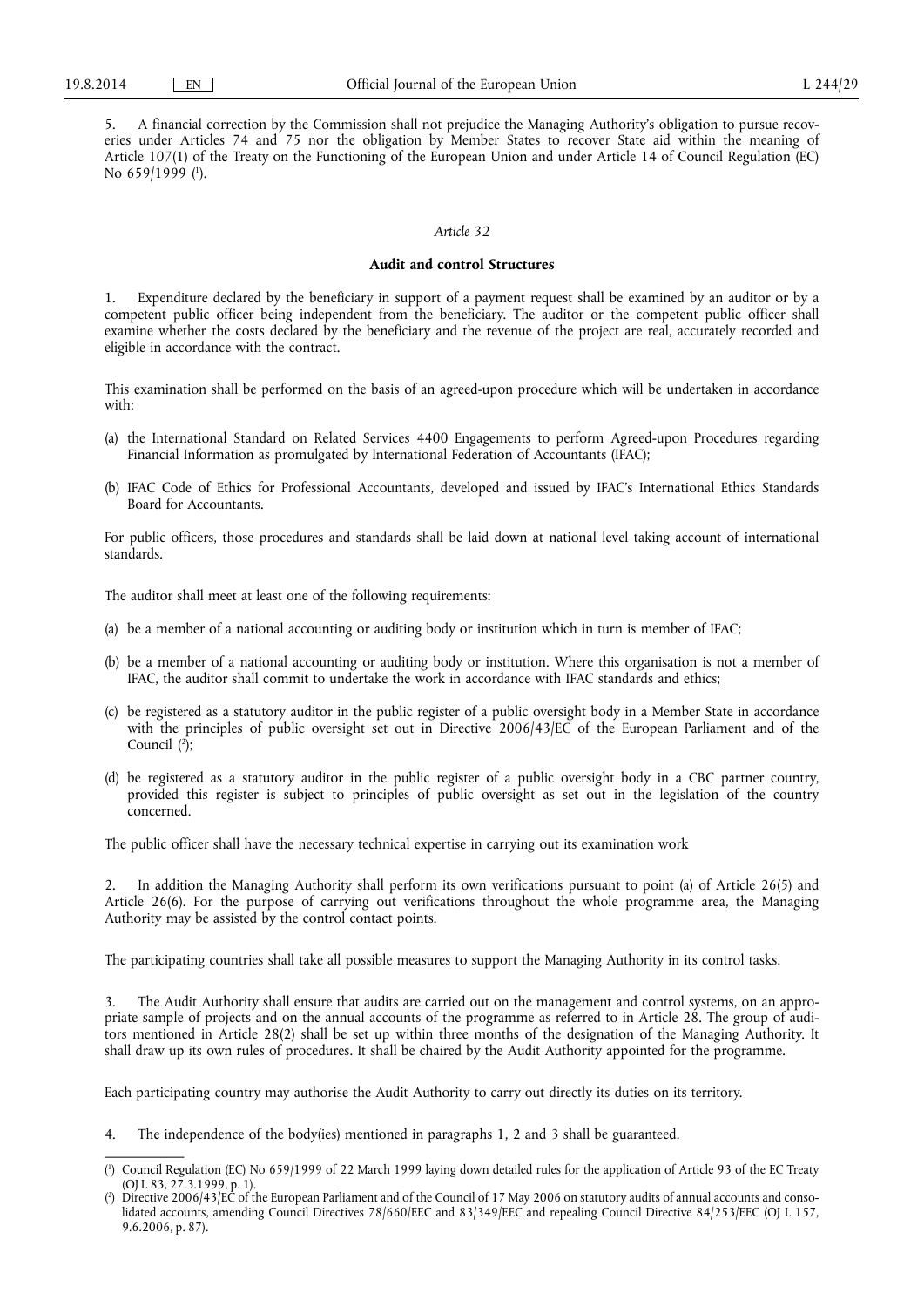5. A financial correction by the Commission shall not prejudice the Managing Authority's obligation to pursue recoveries under Articles 74 and 75 nor the obligation by Member States to recover State aid within the meaning of Article 107(1) of the Treaty on the Functioning of the European Union and under Article 14 of Council Regulation (EC) No 659/1999 [1].

*Article 32*

**Audit and control Structures**

1. Expenditure declared by the beneficiary in support of a payment request shall be examined by an auditor or by a competent public officer being independent from the beneficiary. The auditor or the competent public officer shall examine whether the costs declared by the beneficiary and the revenue of the project are real, accurately recorded and eligible in accordance with the contract.

This examination shall be performed on the basis of an agreed-upon procedure which will be undertaken in accordance with:

(a) the International Standard on Related Services 4400 Engagements to perform Agreed-upon Procedures regarding Financial Information as promulgated by International Federation of Accountants (IFAC);

(b) IFAC Code of Ethics for Professional Accountants, developed and issued by IFAC's International Ethics Standards Board for Accountants.

For public officers, those procedures and standards shall be laid down at national level taking account of international standards.

The auditor shall meet at least one of the following requirements:

(a) be a member of a national accounting or auditing body or institution which in turn is member of IFAC;

(b) be a member of a national accounting or auditing body or institution. Where this organisation is not a member of IFAC, the auditor shall commit to undertake the work in accordance with IFAC standards and ethics;

(c) be registered as a statutory auditor in the public register of a public oversight body in a Member State in accordance with the principles of public oversight set out in Directive 2006/43/EC of the European Parliament and of the Council [2];

(d) be registered as a statutory auditor in the public register of a public oversight body in a CBC partner country, provided this register is subject to principles of public oversight as set out in the legislation of the country concerned.

The public officer shall have the necessary technical expertise in carrying out its examination work

2. In addition the Managing Authority shall perform its own verifications pursuant to point (a) of Article 26(5) and Article 26(6). For the purpose of carrying out verifications throughout the whole programme area, the Managing Authority may be assisted by the control contact points.

The participating countries shall take all possible measures to support the Managing Authority in its control tasks.

3. The Audit Authority shall ensure that audits are carried out on the management and control systems, on an appropriate sample of projects and on the annual accounts of the programme as referred to in Article 28. The group of auditors mentioned in Article 28(2) shall be set up within three months of the designation of the Managing Authority. It shall draw up its own rules of procedures. It shall be chaired by the Audit Authority appointed for the programme.

Each participating country may authorise the Audit Authority to carry out directly its duties on its territory.

4. The independence of the body(ies) mentioned in paragraphs 1, 2 and 3 shall be guaranteed.

---

[1] Council Regulation (EC) No 659/1999 of 22 March 1999 laying down detailed rules for the application of Article 93 of the EC Treaty (OJ L 83, 27.3.1999, p. 1).

[2] Directive 2006/43/EC of the European Parliament and of the Council of 17 May 2006 on statutory audits of annual accounts and consolidated accounts, amending Council Directives 78/660/EEC and 83/349/EEC and repealing Council Directive 84/253/EEC (OJ L 157, 9.6.2006, p. 87).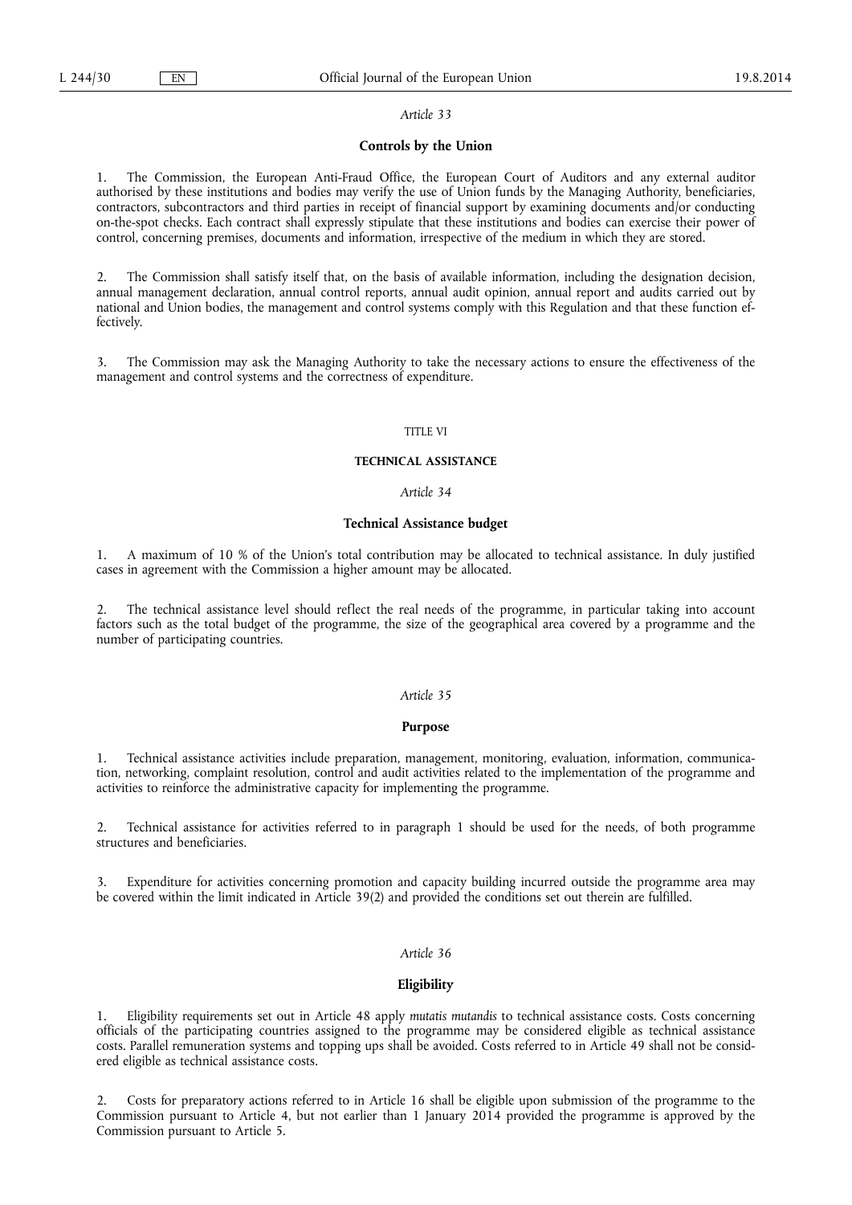*Article 33*

**Controls by the Union**

1. The Commission, the European Anti-Fraud Office, the European Court of Auditors and any external auditor authorised by these institutions and bodies may verify the use of Union funds by the Managing Authority, beneficiaries, contractors, subcontractors and third parties in receipt of financial support by examining documents and/or conducting on-the-spot checks. Each contract shall expressly stipulate that these institutions and bodies can exercise their power of control, concerning premises, documents and information, irrespective of the medium in which they are stored.

2. The Commission shall satisfy itself that, on the basis of available information, including the designation decision, annual management declaration, annual control reports, annual audit opinion, annual report and audits carried out by national and Union bodies, the management and control systems comply with this Regulation and that these function effectively.

3. The Commission may ask the Managing Authority to take the necessary actions to ensure the effectiveness of the management and control systems and the correctness of expenditure.

TITLE VI

**TECHNICAL ASSISTANCE**

*Article 34*

**Technical Assistance budget**

1. A maximum of 10 % of the Union's total contribution may be allocated to technical assistance. In duly justified cases in agreement with the Commission a higher amount may be allocated.

2. The technical assistance level should reflect the real needs of the programme, in particular taking into account factors such as the total budget of the programme, the size of the geographical area covered by a programme and the number of participating countries.

*Article 35*

**Purpose**

1. Technical assistance activities include preparation, management, monitoring, evaluation, information, communication, networking, complaint resolution, control and audit activities related to the implementation of the programme and activities to reinforce the administrative capacity for implementing the programme.

2. Technical assistance for activities referred to in paragraph 1 should be used for the needs, of both programme structures and beneficiaries.

3. Expenditure for activities concerning promotion and capacity building incurred outside the programme area may be covered within the limit indicated in Article 39(2) and provided the conditions set out therein are fulfilled.

*Article 36*

**Eligibility**

1. Eligibility requirements set out in Article 48 apply *mutatis mutandis* to technical assistance costs. Costs concerning officials of the participating countries assigned to the programme may be considered eligible as technical assistance costs. Parallel remuneration systems and topping ups shall be avoided. Costs referred to in Article 49 shall not be considered eligible as technical assistance costs.

2. Costs for preparatory actions referred to in Article 16 shall be eligible upon submission of the programme to the Commission pursuant to Article 4, but not earlier than 1 January 2014 provided the programme is approved by the Commission pursuant to Article 5.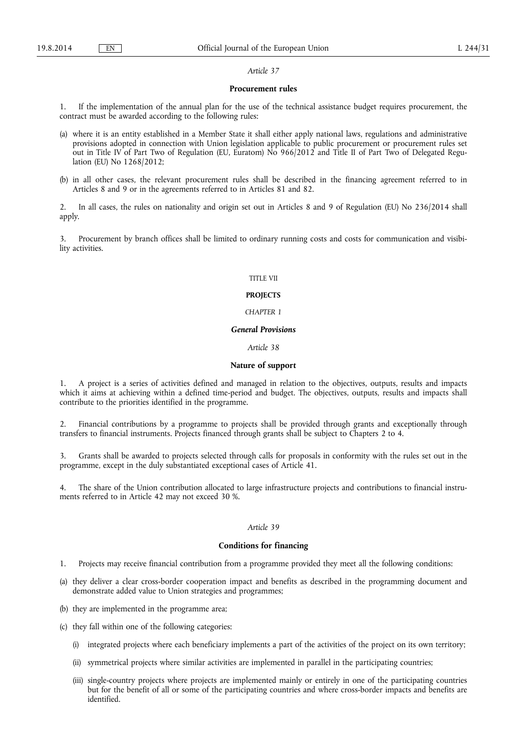*Article 37*

**Procurement rules**

1. If the implementation of the annual plan for the use of the technical assistance budget requires procurement, the contract must be awarded according to the following rules:

(a) where it is an entity established in a Member State it shall either apply national laws, regulations and administrative provisions adopted in connection with Union legislation applicable to public procurement or procurement rules set out in Title IV of Part Two of Regulation (EU, Euratom) No 966/2012 and Title II of Part Two of Delegated Regulation (EU) No 1268/2012;

(b) in all other cases, the relevant procurement rules shall be described in the financing agreement referred to in Articles 8 and 9 or in the agreements referred to in Articles 81 and 82.

2. In all cases, the rules on nationality and origin set out in Articles 8 and 9 of Regulation (EU) No 236/2014 shall apply.

3. Procurement by branch offices shall be limited to ordinary running costs and costs for communication and visibility activities.

TITLE VII

**PROJECTS**

*CHAPTER 1*

***General Provisions***

*Article 38*

**Nature of support**

1. A project is a series of activities defined and managed in relation to the objectives, outputs, results and impacts which it aims at achieving within a defined time-period and budget. The objectives, outputs, results and impacts shall contribute to the priorities identified in the programme.

2. Financial contributions by a programme to projects shall be provided through grants and exceptionally through transfers to financial instruments. Projects financed through grants shall be subject to Chapters 2 to 4.

3. Grants shall be awarded to projects selected through calls for proposals in conformity with the rules set out in the programme, except in the duly substantiated exceptional cases of Article 41.

4. The share of the Union contribution allocated to large infrastructure projects and contributions to financial instruments referred to in Article 42 may not exceed 30 %.

*Article 39*

**Conditions for financing**

1. Projects may receive financial contribution from a programme provided they meet all the following conditions:

(a) they deliver a clear cross-border cooperation impact and benefits as described in the programming document and demonstrate added value to Union strategies and programmes;

(b) they are implemented in the programme area;

(c) they fall within one of the following categories:

   (i) integrated projects where each beneficiary implements a part of the activities of the project on its own territory;

   (ii) symmetrical projects where similar activities are implemented in parallel in the participating countries;

   (iii) single-country projects where projects are implemented mainly or entirely in one of the participating countries but for the benefit of all or some of the participating countries and where cross-border impacts and benefits are identified.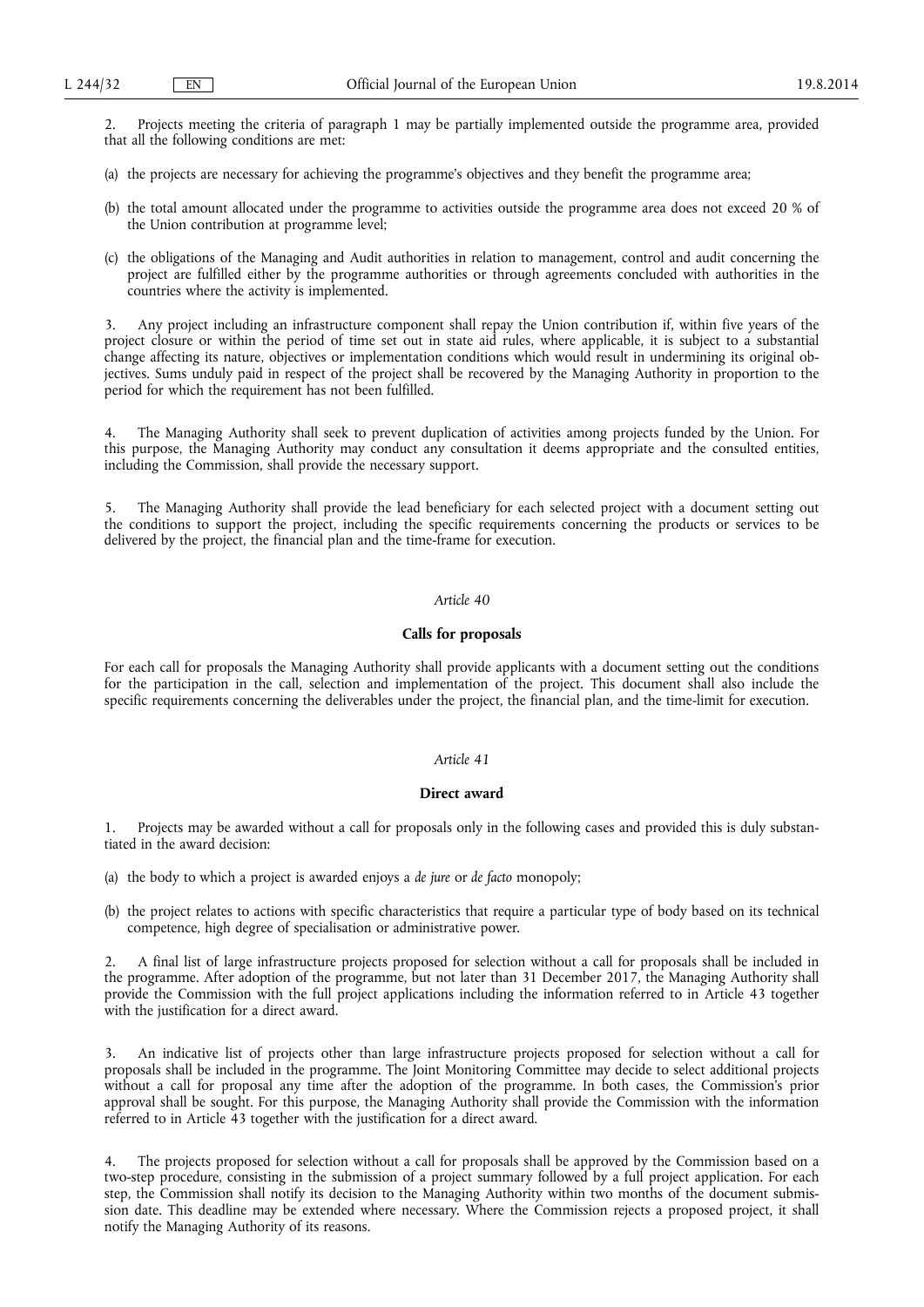2. Projects meeting the criteria of paragraph 1 may be partially implemented outside the programme area, provided that all the following conditions are met:

(a) the projects are necessary for achieving the programme's objectives and they benefit the programme area;

(b) the total amount allocated under the programme to activities outside the programme area does not exceed 20 % of the Union contribution at programme level;

(c) the obligations of the Managing and Audit authorities in relation to management, control and audit concerning the project are fulfilled either by the programme authorities or through agreements concluded with authorities in the countries where the activity is implemented.

3. Any project including an infrastructure component shall repay the Union contribution if, within five years of the project closure or within the period of time set out in state aid rules, where applicable, it is subject to a substantial change affecting its nature, objectives or implementation conditions which would result in undermining its original objectives. Sums unduly paid in respect of the project shall be recovered by the Managing Authority in proportion to the period for which the requirement has not been fulfilled.

4. The Managing Authority shall seek to prevent duplication of activities among projects funded by the Union. For this purpose, the Managing Authority may conduct any consultation it deems appropriate and the consulted entities, including the Commission, shall provide the necessary support.

5. The Managing Authority shall provide the lead beneficiary for each selected project with a document setting out the conditions to support the project, including the specific requirements concerning the products or services to be delivered by the project, the financial plan and the time-frame for execution.

*Article 40*

**Calls for proposals**

For each call for proposals the Managing Authority shall provide applicants with a document setting out the conditions for the participation in the call, selection and implementation of the project. This document shall also include the specific requirements concerning the deliverables under the project, the financial plan, and the time-limit for execution.

*Article 41*

**Direct award**

1. Projects may be awarded without a call for proposals only in the following cases and provided this is duly substantiated in the award decision:

(a) the body to which a project is awarded enjoys a *de jure* or *de facto* monopoly;

(b) the project relates to actions with specific characteristics that require a particular type of body based on its technical competence, high degree of specialisation or administrative power.

2. A final list of large infrastructure projects proposed for selection without a call for proposals shall be included in the programme. After adoption of the programme, but not later than 31 December 2017, the Managing Authority shall provide the Commission with the full project applications including the information referred to in Article 43 together with the justification for a direct award.

3. An indicative list of projects other than large infrastructure projects proposed for selection without a call for proposals shall be included in the programme. The Joint Monitoring Committee may decide to select additional projects without a call for proposal any time after the adoption of the programme. In both cases, the Commission's prior approval shall be sought. For this purpose, the Managing Authority shall provide the Commission with the information referred to in Article 43 together with the justification for a direct award.

4. The projects proposed for selection without a call for proposals shall be approved by the Commission based on a two-step procedure, consisting in the submission of a project summary followed by a full project application. For each step, the Commission shall notify its decision to the Managing Authority within two months of the document submission date. This deadline may be extended where necessary. Where the Commission rejects a proposed project, it shall notify the Managing Authority of its reasons.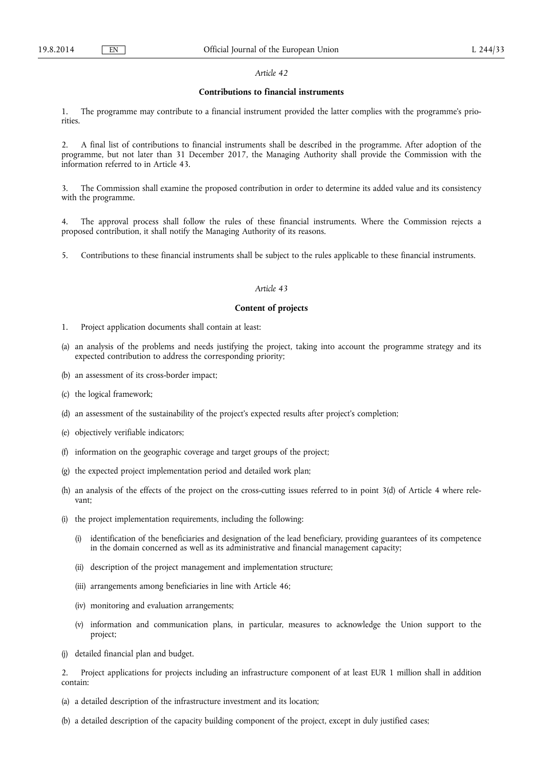*Article 42*

**Contributions to financial instruments**

1. The programme may contribute to a financial instrument provided the latter complies with the programme's priorities.

2. A final list of contributions to financial instruments shall be described in the programme. After adoption of the programme, but not later than 31 December 2017, the Managing Authority shall provide the Commission with the information referred to in Article 43.

3. The Commission shall examine the proposed contribution in order to determine its added value and its consistency with the programme.

4. The approval process shall follow the rules of these financial instruments. Where the Commission rejects a proposed contribution, it shall notify the Managing Authority of its reasons.

5. Contributions to these financial instruments shall be subject to the rules applicable to these financial instruments.

*Article 43*

**Content of projects**

1. Project application documents shall contain at least:

(a) an analysis of the problems and needs justifying the project, taking into account the programme strategy and its expected contribution to address the corresponding priority;

(b) an assessment of its cross-border impact;

(c) the logical framework;

(d) an assessment of the sustainability of the project's expected results after project's completion;

(e) objectively verifiable indicators;

(f) information on the geographic coverage and target groups of the project;

(g) the expected project implementation period and detailed work plan;

(h) an analysis of the effects of the project on the cross-cutting issues referred to in point 3(d) of Article 4 where relevant;

(i) the project implementation requirements, including the following:

   (i) identification of the beneficiaries and designation of the lead beneficiary, providing guarantees of its competence in the domain concerned as well as its administrative and financial management capacity;

   (ii) description of the project management and implementation structure;

   (iii) arrangements among beneficiaries in line with Article 46;

   (iv) monitoring and evaluation arrangements;

   (v) information and communication plans, in particular, measures to acknowledge the Union support to the project;

(j) detailed financial plan and budget.

2. Project applications for projects including an infrastructure component of at least EUR 1 million shall in addition contain:

(a) a detailed description of the infrastructure investment and its location;

(b) a detailed description of the capacity building component of the project, except in duly justified cases;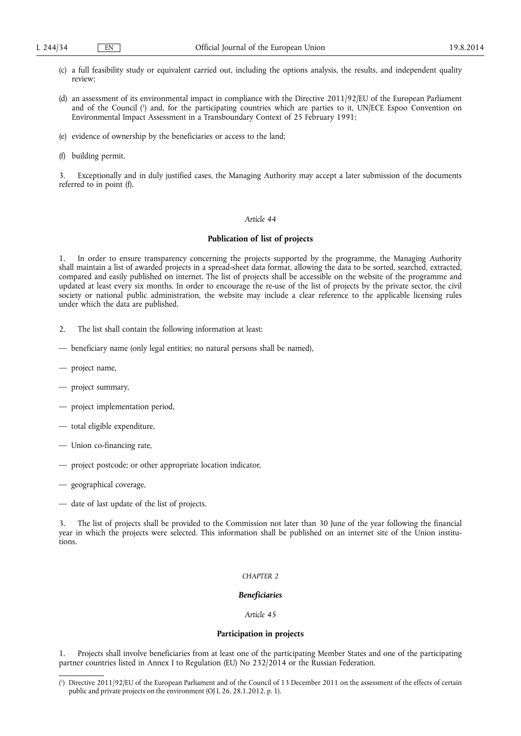(c) a full feasibility study or equivalent carried out, including the options analysis, the results, and independent quality review;

(d) an assessment of its environmental impact in compliance with the Directive 2011/92/EU of the European Parliament and of the Council [1] and, for the participating countries which are parties to it, UN/ECE Espoo Convention on Environmental Impact Assessment in a Transboundary Context of 25 February 1991;

(e) evidence of ownership by the beneficiaries or access to the land;

(f) building permit.

3. Exceptionally and in duly justified cases, the Managing Authority may accept a later submission of the documents referred to in point (f).

*Article 44*

**Publication of list of projects**

1. In order to ensure transparency concerning the projects supported by the programme, the Managing Authority shall maintain a list of awarded projects in a spread-sheet data format, allowing the data to be sorted, searched, extracted, compared and easily published on internet. The list of projects shall be accessible on the website of the programme and updated at least every six months. In order to encourage the re-use of the list of projects by the private sector, the civil society or national public administration, the website may include a clear reference to the applicable licensing rules under which the data are published.

2. The list shall contain the following information at least:

— beneficiary name (only legal entities; no natural persons shall be named),

— project name,

— project summary,

— project implementation period,

— total eligible expenditure,

— Union co-financing rate,

— project postcode; or other appropriate location indicator,

— geographical coverage,

— date of last update of the list of projects.

3. The list of projects shall be provided to the Commission not later than 30 June of the year following the financial year in which the projects were selected. This information shall be published on an internet site of the Union institutions.

*CHAPTER 2*

***Beneficiaries***

*Article 45*

**Participation in projects**

1. Projects shall involve beneficiaries from at least one of the participating Member States and one of the participating partner countries listed in Annex I to Regulation (EU) No 232/2014 or the Russian Federation.

[1] Directive 2011/92/EU of the European Parliament and of the Council of 13 December 2011 on the assessment of the effects of certain public and private projects on the environment (OJ L 26, 28.1.2012, p. 1).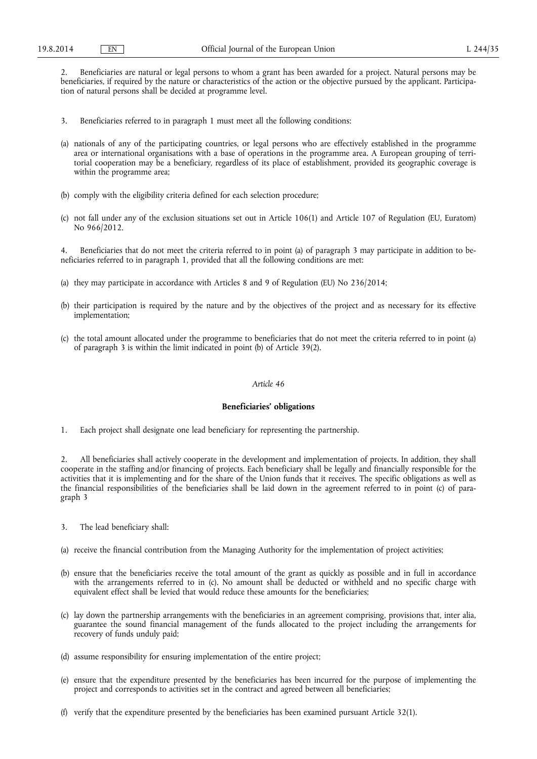2. Beneficiaries are natural or legal persons to whom a grant has been awarded for a project. Natural persons may be beneficiaries, if required by the nature or characteristics of the action or the objective pursued by the applicant. Participation of natural persons shall be decided at programme level.

3. Beneficiaries referred to in paragraph 1 must meet all the following conditions:

(a) nationals of any of the participating countries, or legal persons who are effectively established in the programme area or international organisations with a base of operations in the programme area. A European grouping of territorial cooperation may be a beneficiary, regardless of its place of establishment, provided its geographic coverage is within the programme area;

(b) comply with the eligibility criteria defined for each selection procedure;

(c) not fall under any of the exclusion situations set out in Article 106(1) and Article 107 of Regulation (EU, Euratom) No 966/2012.

4. Beneficiaries that do not meet the criteria referred to in point (a) of paragraph 3 may participate in addition to beneficiaries referred to in paragraph 1, provided that all the following conditions are met:

(a) they may participate in accordance with Articles 8 and 9 of Regulation (EU) No 236/2014;

(b) their participation is required by the nature and by the objectives of the project and as necessary for its effective implementation;

(c) the total amount allocated under the programme to beneficiaries that do not meet the criteria referred to in point (a) of paragraph 3 is within the limit indicated in point (b) of Article 39(2).

*Article 46*

**Beneficiaries' obligations**

1. Each project shall designate one lead beneficiary for representing the partnership.

2. All beneficiaries shall actively cooperate in the development and implementation of projects. In addition, they shall cooperate in the staffing and/or financing of projects. Each beneficiary shall be legally and financially responsible for the activities that it is implementing and for the share of the Union funds that it receives. The specific obligations as well as the financial responsibilities of the beneficiaries shall be laid down in the agreement referred to in point (c) of paragraph 3

3. The lead beneficiary shall:

(a) receive the financial contribution from the Managing Authority for the implementation of project activities;

(b) ensure that the beneficiaries receive the total amount of the grant as quickly as possible and in full in accordance with the arrangements referred to in (c). No amount shall be deducted or withheld and no specific charge with equivalent effect shall be levied that would reduce these amounts for the beneficiaries;

(c) lay down the partnership arrangements with the beneficiaries in an agreement comprising, provisions that, inter alia, guarantee the sound financial management of the funds allocated to the project including the arrangements for recovery of funds unduly paid;

(d) assume responsibility for ensuring implementation of the entire project;

(e) ensure that the expenditure presented by the beneficiaries has been incurred for the purpose of implementing the project and corresponds to activities set in the contract and agreed between all beneficiaries;

(f) verify that the expenditure presented by the beneficiaries has been examined pursuant Article 32(1).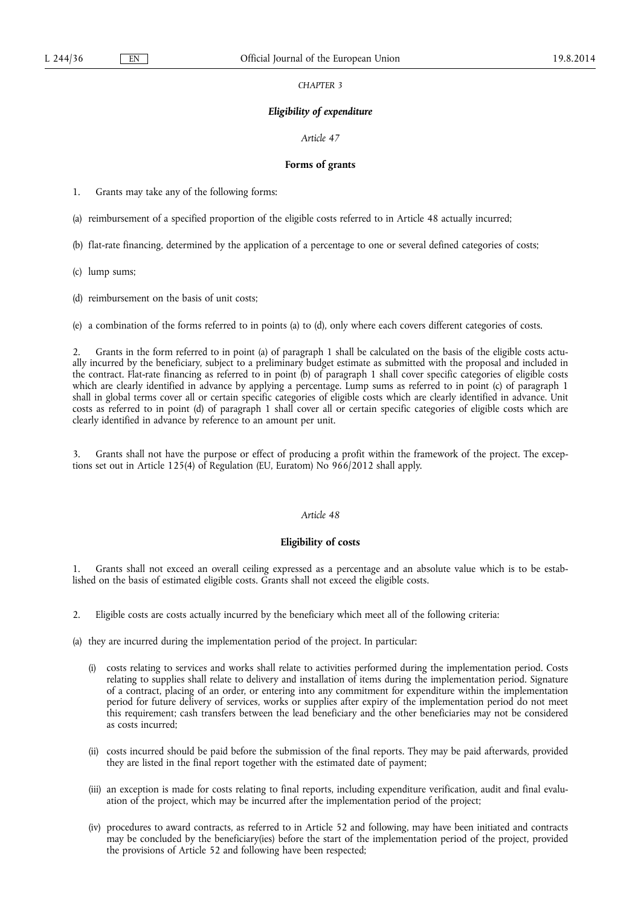*CHAPTER 3*

***Eligibility of expenditure***

*Article 47*

**Forms of grants**

1. Grants may take any of the following forms:

(a) reimbursement of a specified proportion of the eligible costs referred to in Article 48 actually incurred;

(b) flat-rate financing, determined by the application of a percentage to one or several defined categories of costs;

(c) lump sums;

(d) reimbursement on the basis of unit costs;

(e) a combination of the forms referred to in points (a) to (d), only where each covers different categories of costs.

2. Grants in the form referred to in point (a) of paragraph 1 shall be calculated on the basis of the eligible costs actually incurred by the beneficiary, subject to a preliminary budget estimate as submitted with the proposal and included in the contract. Flat-rate financing as referred to in point (b) of paragraph 1 shall cover specific categories of eligible costs which are clearly identified in advance by applying a percentage. Lump sums as referred to in point (c) of paragraph 1 shall in global terms cover all or certain specific categories of eligible costs which are clearly identified in advance. Unit costs as referred to in point (d) of paragraph 1 shall cover all or certain specific categories of eligible costs which are clearly identified in advance by reference to an amount per unit.

3. Grants shall not have the purpose or effect of producing a profit within the framework of the project. The exceptions set out in Article 125(4) of Regulation (EU, Euratom) No 966/2012 shall apply.

*Article 48*

**Eligibility of costs**

1. Grants shall not exceed an overall ceiling expressed as a percentage and an absolute value which is to be established on the basis of estimated eligible costs. Grants shall not exceed the eligible costs.

2. Eligible costs are costs actually incurred by the beneficiary which meet all of the following criteria:

(a) they are incurred during the implementation period of the project. In particular:

   (i) costs relating to services and works shall relate to activities performed during the implementation period. Costs relating to supplies shall relate to delivery and installation of items during the implementation period. Signature of a contract, placing of an order, or entering into any commitment for expenditure within the implementation period for future delivery of services, works or supplies after expiry of the implementation period do not meet this requirement; cash transfers between the lead beneficiary and the other beneficiaries may not be considered as costs incurred;

   (ii) costs incurred should be paid before the submission of the final reports. They may be paid afterwards, provided they are listed in the final report together with the estimated date of payment;

   (iii) an exception is made for costs relating to final reports, including expenditure verification, audit and final evaluation of the project, which may be incurred after the implementation period of the project;

   (iv) procedures to award contracts, as referred to in Article 52 and following, may have been initiated and contracts may be concluded by the beneficiary(ies) before the start of the implementation period of the project, provided the provisions of Article 52 and following have been respected;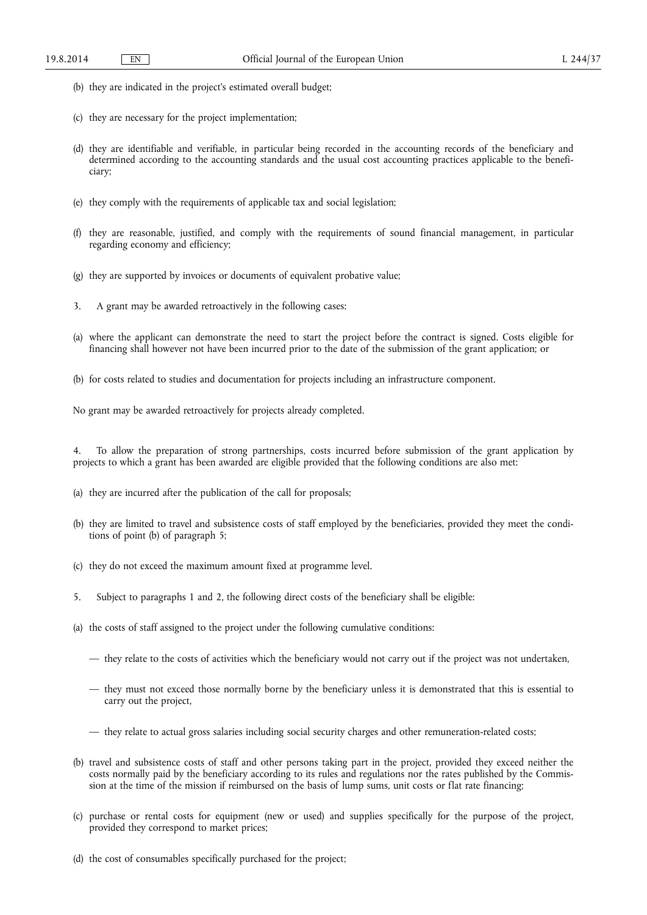(b) they are indicated in the project's estimated overall budget;

(c) they are necessary for the project implementation;

(d) they are identifiable and verifiable, in particular being recorded in the accounting records of the beneficiary and determined according to the accounting standards and the usual cost accounting practices applicable to the beneficiary;

(e) they comply with the requirements of applicable tax and social legislation;

(f) they are reasonable, justified, and comply with the requirements of sound financial management, in particular regarding economy and efficiency;

(g) they are supported by invoices or documents of equivalent probative value;

3. A grant may be awarded retroactively in the following cases:

(a) where the applicant can demonstrate the need to start the project before the contract is signed. Costs eligible for financing shall however not have been incurred prior to the date of the submission of the grant application; or

(b) for costs related to studies and documentation for projects including an infrastructure component.

No grant may be awarded retroactively for projects already completed.

4. To allow the preparation of strong partnerships, costs incurred before submission of the grant application by projects to which a grant has been awarded are eligible provided that the following conditions are also met:

(a) they are incurred after the publication of the call for proposals;

(b) they are limited to travel and subsistence costs of staff employed by the beneficiaries, provided they meet the conditions of point (b) of paragraph 5;

(c) they do not exceed the maximum amount fixed at programme level.

5. Subject to paragraphs 1 and 2, the following direct costs of the beneficiary shall be eligible:

(a) the costs of staff assigned to the project under the following cumulative conditions:

— they relate to the costs of activities which the beneficiary would not carry out if the project was not undertaken,

— they must not exceed those normally borne by the beneficiary unless it is demonstrated that this is essential to carry out the project,

— they relate to actual gross salaries including social security charges and other remuneration-related costs;

(b) travel and subsistence costs of staff and other persons taking part in the project, provided they exceed neither the costs normally paid by the beneficiary according to its rules and regulations nor the rates published by the Commission at the time of the mission if reimbursed on the basis of lump sums, unit costs or flat rate financing;

(c) purchase or rental costs for equipment (new or used) and supplies specifically for the purpose of the project, provided they correspond to market prices;

(d) the cost of consumables specifically purchased for the project;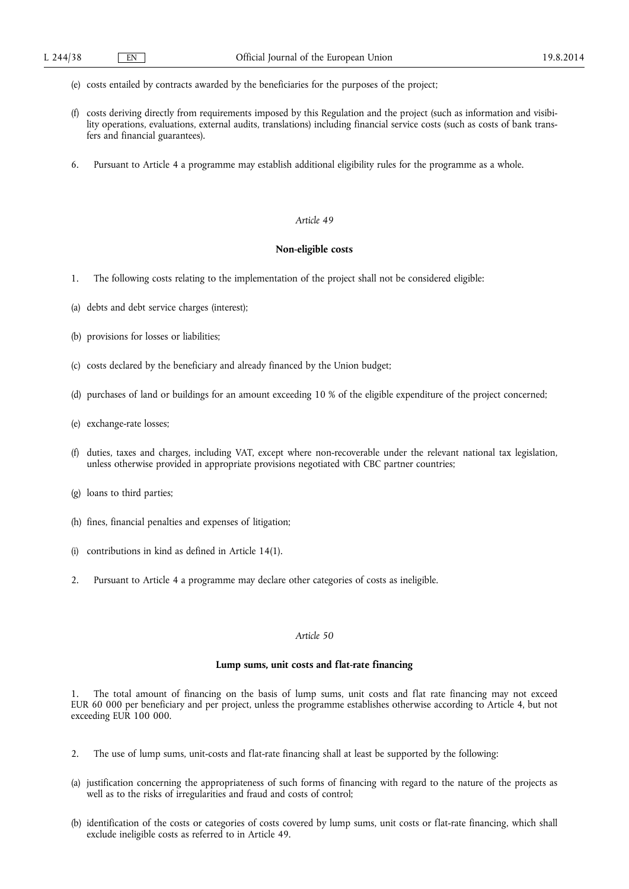(e) costs entailed by contracts awarded by the beneficiaries for the purposes of the project;

(f) costs deriving directly from requirements imposed by this Regulation and the project (such as information and visibility operations, evaluations, external audits, translations) including financial service costs (such as costs of bank transfers and financial guarantees).

6. Pursuant to Article 4 a programme may establish additional eligibility rules for the programme as a whole.

*Article 49*

**Non-eligible costs**

1. The following costs relating to the implementation of the project shall not be considered eligible:

(a) debts and debt service charges (interest);

(b) provisions for losses or liabilities;

(c) costs declared by the beneficiary and already financed by the Union budget;

(d) purchases of land or buildings for an amount exceeding 10 % of the eligible expenditure of the project concerned;

(e) exchange-rate losses;

(f) duties, taxes and charges, including VAT, except where non-recoverable under the relevant national tax legislation, unless otherwise provided in appropriate provisions negotiated with CBC partner countries;

(g) loans to third parties;

(h) fines, financial penalties and expenses of litigation;

(i) contributions in kind as defined in Article 14(1).

2. Pursuant to Article 4 a programme may declare other categories of costs as ineligible.

*Article 50*

**Lump sums, unit costs and flat-rate financing**

1. The total amount of financing on the basis of lump sums, unit costs and flat rate financing may not exceed EUR 60 000 per beneficiary and per project, unless the programme establishes otherwise according to Article 4, but not exceeding EUR 100 000.

2. The use of lump sums, unit-costs and flat-rate financing shall at least be supported by the following:

(a) justification concerning the appropriateness of such forms of financing with regard to the nature of the projects as well as to the risks of irregularities and fraud and costs of control;

(b) identification of the costs or categories of costs covered by lump sums, unit costs or flat-rate financing, which shall exclude ineligible costs as referred to in Article 49.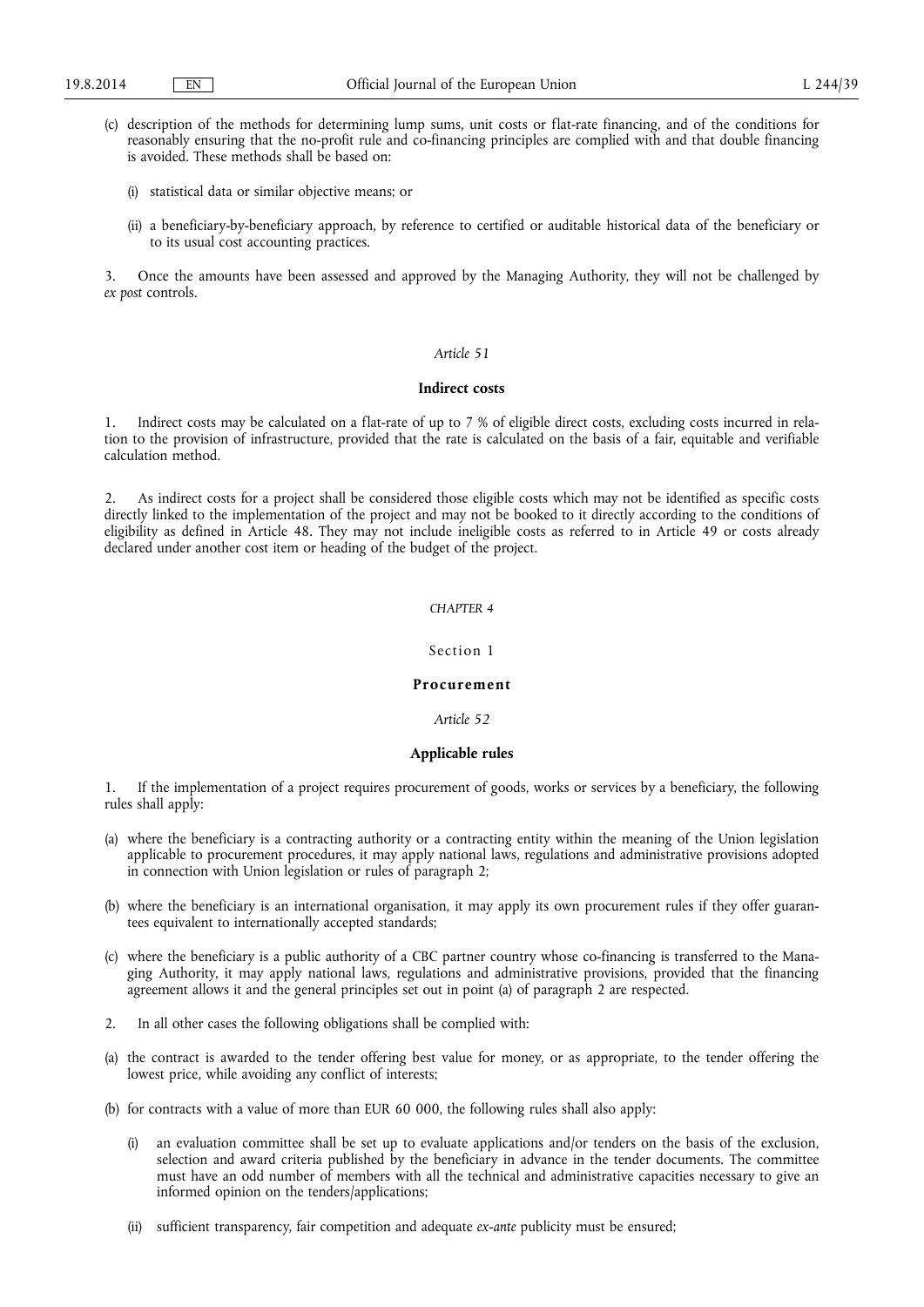(c) description of the methods for determining lump sums, unit costs or flat-rate financing, and of the conditions for reasonably ensuring that the no-profit rule and co-financing principles are complied with and that double financing is avoided. These methods shall be based on:

(i) statistical data or similar objective means; or

(ii) a beneficiary-by-beneficiary approach, by reference to certified or auditable historical data of the beneficiary or to its usual cost accounting practices.

3. Once the amounts have been assessed and approved by the Managing Authority, they will not be challenged by *ex post* controls.

*Article 51*

**Indirect costs**

1. Indirect costs may be calculated on a flat-rate of up to 7 % of eligible direct costs, excluding costs incurred in relation to the provision of infrastructure, provided that the rate is calculated on the basis of a fair, equitable and verifiable calculation method.

2. As indirect costs for a project shall be considered those eligible costs which may not be identified as specific costs directly linked to the implementation of the project and may not be booked to it directly according to the conditions of eligibility as defined in Article 48. They may not include ineligible costs as referred to in Article 49 or costs already declared under another cost item or heading of the budget of the project.

*CHAPTER 4*

Section 1

**Procurement**

*Article 52*

**Applicable rules**

1. If the implementation of a project requires procurement of goods, works or services by a beneficiary, the following rules shall apply:

(a) where the beneficiary is a contracting authority or a contracting entity within the meaning of the Union legislation applicable to procurement procedures, it may apply national laws, regulations and administrative provisions adopted in connection with Union legislation or rules of paragraph 2;

(b) where the beneficiary is an international organisation, it may apply its own procurement rules if they offer guarantees equivalent to internationally accepted standards;

(c) where the beneficiary is a public authority of a CBC partner country whose co-financing is transferred to the Managing Authority, it may apply national laws, regulations and administrative provisions, provided that the financing agreement allows it and the general principles set out in point (a) of paragraph 2 are respected.

2. In all other cases the following obligations shall be complied with:

(a) the contract is awarded to the tender offering best value for money, or as appropriate, to the tender offering the lowest price, while avoiding any conflict of interests;

(b) for contracts with a value of more than EUR 60 000, the following rules shall also apply:

(i) an evaluation committee shall be set up to evaluate applications and/or tenders on the basis of the exclusion, selection and award criteria published by the beneficiary in advance in the tender documents. The committee must have an odd number of members with all the technical and administrative capacities necessary to give an informed opinion on the tenders/applications;

(ii) sufficient transparency, fair competition and adequate *ex-ante* publicity must be ensured;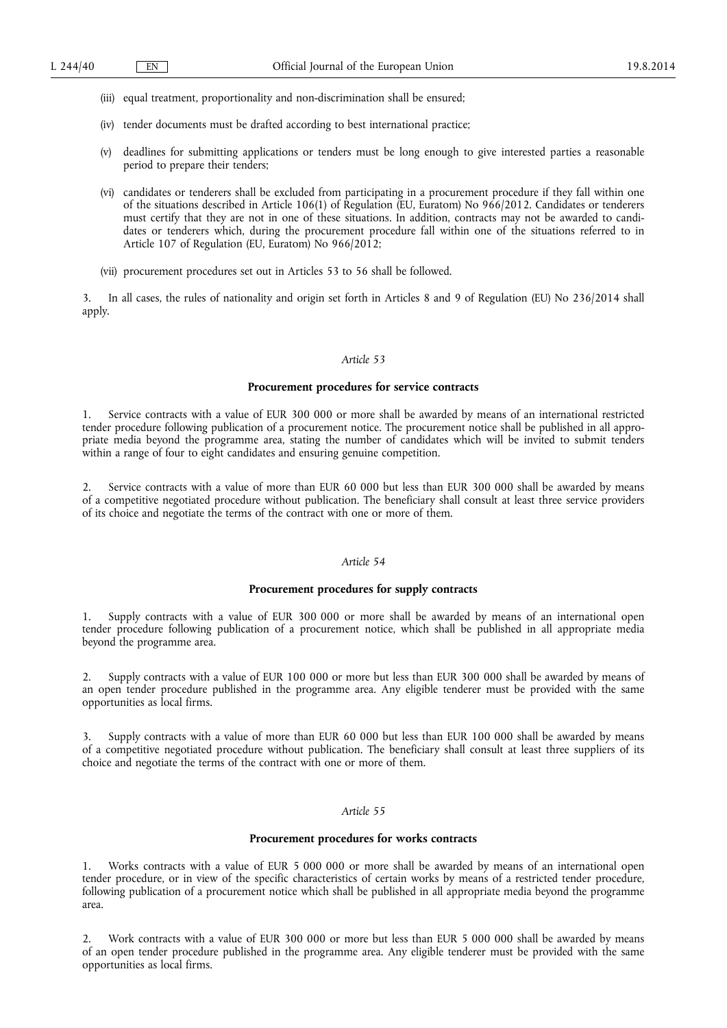(iii) equal treatment, proportionality and non-discrimination shall be ensured;

(iv) tender documents must be drafted according to best international practice;

(v) deadlines for submitting applications or tenders must be long enough to give interested parties a reasonable period to prepare their tenders;

(vi) candidates or tenderers shall be excluded from participating in a procurement procedure if they fall within one of the situations described in Article 106(1) of Regulation (EU, Euratom) No 966/2012. Candidates or tenderers must certify that they are not in one of these situations. In addition, contracts may not be awarded to candidates or tenderers which, during the procurement procedure fall within one of the situations referred to in Article 107 of Regulation (EU, Euratom) No 966/2012;

(vii) procurement procedures set out in Articles 53 to 56 shall be followed.

3. In all cases, the rules of nationality and origin set forth in Articles 8 and 9 of Regulation (EU) No 236/2014 shall apply.

*Article 53*

**Procurement procedures for service contracts**

1. Service contracts with a value of EUR 300 000 or more shall be awarded by means of an international restricted tender procedure following publication of a procurement notice. The procurement notice shall be published in all appropriate media beyond the programme area, stating the number of candidates which will be invited to submit tenders within a range of four to eight candidates and ensuring genuine competition.

2. Service contracts with a value of more than EUR 60 000 but less than EUR 300 000 shall be awarded by means of a competitive negotiated procedure without publication. The beneficiary shall consult at least three service providers of its choice and negotiate the terms of the contract with one or more of them.

*Article 54*

**Procurement procedures for supply contracts**

1. Supply contracts with a value of EUR 300 000 or more shall be awarded by means of an international open tender procedure following publication of a procurement notice, which shall be published in all appropriate media beyond the programme area.

2. Supply contracts with a value of EUR 100 000 or more but less than EUR 300 000 shall be awarded by means of an open tender procedure published in the programme area. Any eligible tenderer must be provided with the same opportunities as local firms.

3. Supply contracts with a value of more than EUR 60 000 but less than EUR 100 000 shall be awarded by means of a competitive negotiated procedure without publication. The beneficiary shall consult at least three suppliers of its choice and negotiate the terms of the contract with one or more of them.

*Article 55*

**Procurement procedures for works contracts**

1. Works contracts with a value of EUR 5 000 000 or more shall be awarded by means of an international open tender procedure, or in view of the specific characteristics of certain works by means of a restricted tender procedure, following publication of a procurement notice which shall be published in all appropriate media beyond the programme area.

2. Work contracts with a value of EUR 300 000 or more but less than EUR 5 000 000 shall be awarded by means of an open tender procedure published in the programme area. Any eligible tenderer must be provided with the same opportunities as local firms.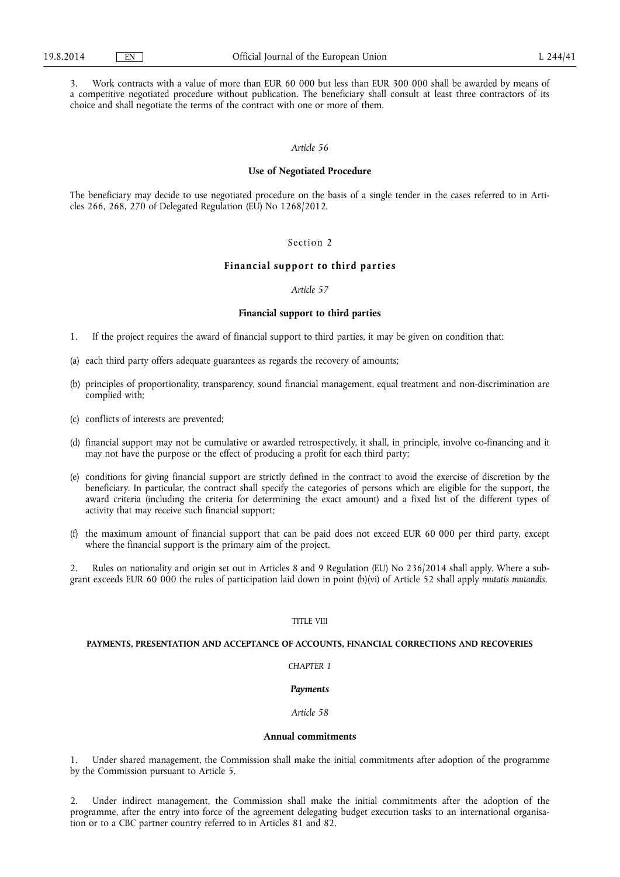3. Work contracts with a value of more than EUR 60 000 but less than EUR 300 000 shall be awarded by means of a competitive negotiated procedure without publication. The beneficiary shall consult at least three contractors of its choice and shall negotiate the terms of the contract with one or more of them.

*Article 56*

**Use of Negotiated Procedure**

The beneficiary may decide to use negotiated procedure on the basis of a single tender in the cases referred to in Articles 266, 268, 270 of Delegated Regulation (EU) No 1268/2012.

Section 2

**Financial support to third parties**

*Article 57*

**Financial support to third parties**

1. If the project requires the award of financial support to third parties, it may be given on condition that:

(a) each third party offers adequate guarantees as regards the recovery of amounts;

(b) principles of proportionality, transparency, sound financial management, equal treatment and non-discrimination are complied with;

(c) conflicts of interests are prevented;

(d) financial support may not be cumulative or awarded retrospectively, it shall, in principle, involve co-financing and it may not have the purpose or the effect of producing a profit for each third party;

(e) conditions for giving financial support are strictly defined in the contract to avoid the exercise of discretion by the beneficiary. In particular, the contract shall specify the categories of persons which are eligible for the support, the award criteria (including the criteria for determining the exact amount) and a fixed list of the different types of activity that may receive such financial support;

(f) the maximum amount of financial support that can be paid does not exceed EUR 60 000 per third party, except where the financial support is the primary aim of the project.

2. Rules on nationality and origin set out in Articles 8 and 9 Regulation (EU) No 236/2014 shall apply. Where a sub-grant exceeds EUR 60 000 the rules of participation laid down in point (b)(vi) of Article 52 shall apply *mutatis mutandis*.

TITLE VIII

**PAYMENTS, PRESENTATION AND ACCEPTANCE OF ACCOUNTS, FINANCIAL CORRECTIONS AND RECOVERIES**

*CHAPTER 1*

***Payments***

*Article 58*

**Annual commitments**

1. Under shared management, the Commission shall make the initial commitments after adoption of the programme by the Commission pursuant to Article 5.

2. Under indirect management, the Commission shall make the initial commitments after the adoption of the programme, after the entry into force of the agreement delegating budget execution tasks to an international organisation or to a CBC partner country referred to in Articles 81 and 82.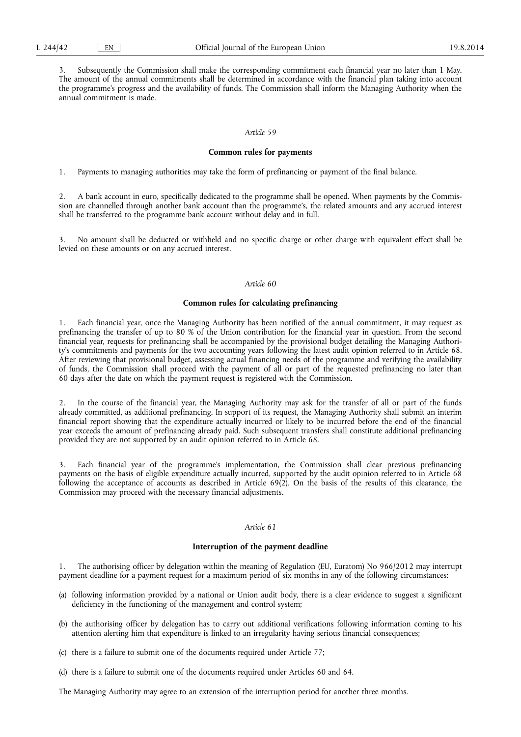3. Subsequently the Commission shall make the corresponding commitment each financial year no later than 1 May. The amount of the annual commitments shall be determined in accordance with the financial plan taking into account the programme's progress and the availability of funds. The Commission shall inform the Managing Authority when the annual commitment is made.

*Article 59*

**Common rules for payments**

1. Payments to managing authorities may take the form of prefinancing or payment of the final balance.

2. A bank account in euro, specifically dedicated to the programme shall be opened. When payments by the Commission are channelled through another bank account than the programme's, the related amounts and any accrued interest shall be transferred to the programme bank account without delay and in full.

3. No amount shall be deducted or withheld and no specific charge or other charge with equivalent effect shall be levied on these amounts or on any accrued interest.

*Article 60*

**Common rules for calculating prefinancing**

1. Each financial year, once the Managing Authority has been notified of the annual commitment, it may request as prefinancing the transfer of up to 80 % of the Union contribution for the financial year in question. From the second financial year, requests for prefinancing shall be accompanied by the provisional budget detailing the Managing Authority's commitments and payments for the two accounting years following the latest audit opinion referred to in Article 68. After reviewing that provisional budget, assessing actual financing needs of the programme and verifying the availability of funds, the Commission shall proceed with the payment of all or part of the requested prefinancing no later than 60 days after the date on which the payment request is registered with the Commission.

2. In the course of the financial year, the Managing Authority may ask for the transfer of all or part of the funds already committed, as additional prefinancing. In support of its request, the Managing Authority shall submit an interim financial report showing that the expenditure actually incurred or likely to be incurred before the end of the financial year exceeds the amount of prefinancing already paid. Such subsequent transfers shall constitute additional prefinancing provided they are not supported by an audit opinion referred to in Article 68.

3. Each financial year of the programme's implementation, the Commission shall clear previous prefinancing payments on the basis of eligible expenditure actually incurred, supported by the audit opinion referred to in Article 68 following the acceptance of accounts as described in Article 69(2). On the basis of the results of this clearance, the Commission may proceed with the necessary financial adjustments.

*Article 61*

**Interruption of the payment deadline**

1. The authorising officer by delegation within the meaning of Regulation (EU, Euratom) No 966/2012 may interrupt payment deadline for a payment request for a maximum period of six months in any of the following circumstances:

(a) following information provided by a national or Union audit body, there is a clear evidence to suggest a significant deficiency in the functioning of the management and control system;

(b) the authorising officer by delegation has to carry out additional verifications following information coming to his attention alerting him that expenditure is linked to an irregularity having serious financial consequences;

(c) there is a failure to submit one of the documents required under Article 77;

(d) there is a failure to submit one of the documents required under Articles 60 and 64.

The Managing Authority may agree to an extension of the interruption period for another three months.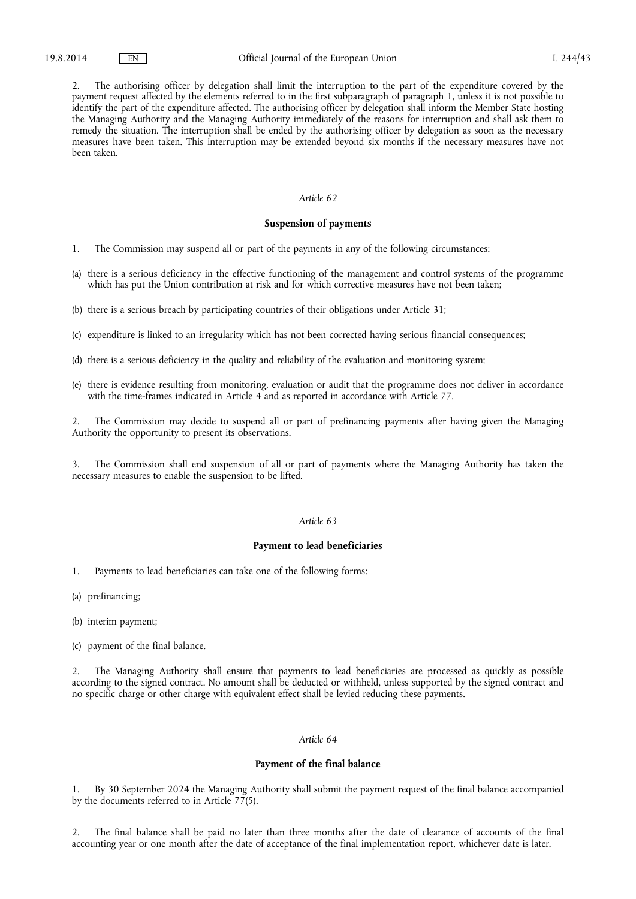2. The authorising officer by delegation shall limit the interruption to the part of the expenditure covered by the payment request affected by the elements referred to in the first subparagraph of paragraph 1, unless it is not possible to identify the part of the expenditure affected. The authorising officer by delegation shall inform the Member State hosting the Managing Authority and the Managing Authority immediately of the reasons for interruption and shall ask them to remedy the situation. The interruption shall be ended by the authorising officer by delegation as soon as the necessary measures have been taken. This interruption may be extended beyond six months if the necessary measures have not been taken.

*Article 62*

**Suspension of payments**

1. The Commission may suspend all or part of the payments in any of the following circumstances:

(a) there is a serious deficiency in the effective functioning of the management and control systems of the programme which has put the Union contribution at risk and for which corrective measures have not been taken;

(b) there is a serious breach by participating countries of their obligations under Article 31;

(c) expenditure is linked to an irregularity which has not been corrected having serious financial consequences;

(d) there is a serious deficiency in the quality and reliability of the evaluation and monitoring system;

(e) there is evidence resulting from monitoring, evaluation or audit that the programme does not deliver in accordance with the time-frames indicated in Article 4 and as reported in accordance with Article 77.

2. The Commission may decide to suspend all or part of prefinancing payments after having given the Managing Authority the opportunity to present its observations.

3. The Commission shall end suspension of all or part of payments where the Managing Authority has taken the necessary measures to enable the suspension to be lifted.

*Article 63*

**Payment to lead beneficiaries**

1. Payments to lead beneficiaries can take one of the following forms:

(a) prefinancing;

(b) interim payment;

(c) payment of the final balance.

2. The Managing Authority shall ensure that payments to lead beneficiaries are processed as quickly as possible according to the signed contract. No amount shall be deducted or withheld, unless supported by the signed contract and no specific charge or other charge with equivalent effect shall be levied reducing these payments.

*Article 64*

**Payment of the final balance**

1. By 30 September 2024 the Managing Authority shall submit the payment request of the final balance accompanied by the documents referred to in Article 77(5).

2. The final balance shall be paid no later than three months after the date of clearance of accounts of the final accounting year or one month after the date of acceptance of the final implementation report, whichever date is later.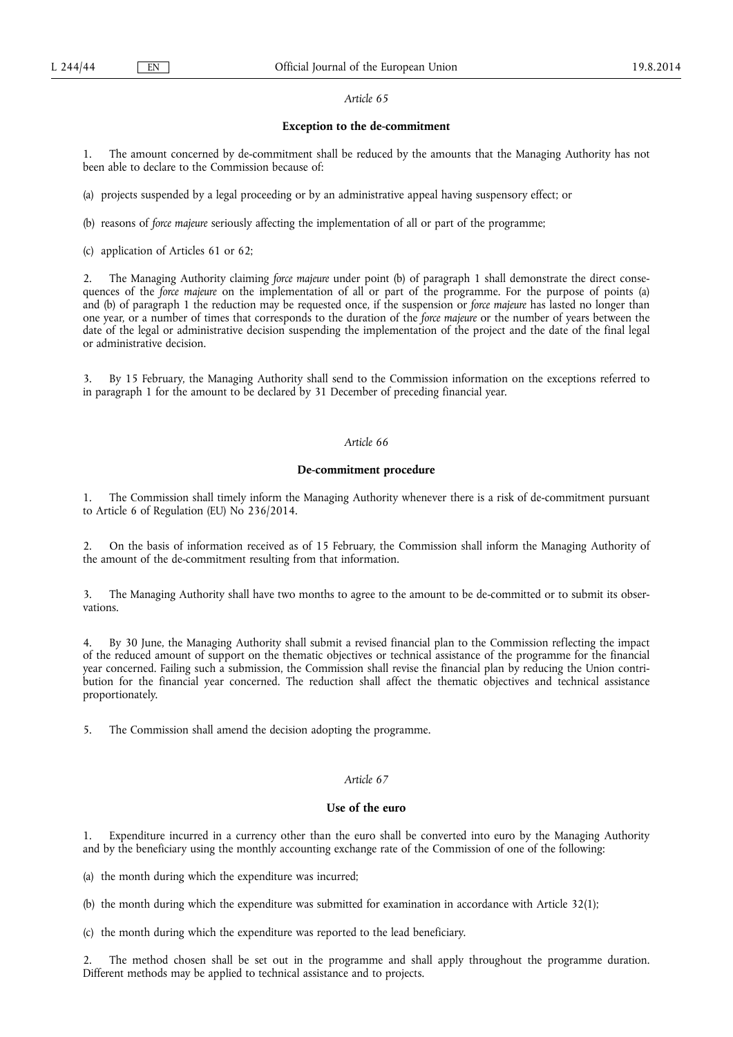*Article 65*

**Exception to the de-commitment**

1. The amount concerned by de-commitment shall be reduced by the amounts that the Managing Authority has not been able to declare to the Commission because of:

(a) projects suspended by a legal proceeding or by an administrative appeal having suspensory effect; or

(b) reasons of *force majeure* seriously affecting the implementation of all or part of the programme;

(c) application of Articles 61 or 62;

2. The Managing Authority claiming *force majeure* under point (b) of paragraph 1 shall demonstrate the direct consequences of the *force majeure* on the implementation of all or part of the programme. For the purpose of points (a) and (b) of paragraph 1 the reduction may be requested once, if the suspension or *force majeure* has lasted no longer than one year, or a number of times that corresponds to the duration of the *force majeure* or the number of years between the date of the legal or administrative decision suspending the implementation of the project and the date of the final legal or administrative decision.

3. By 15 February, the Managing Authority shall send to the Commission information on the exceptions referred to in paragraph 1 for the amount to be declared by 31 December of preceding financial year.

*Article 66*

**De-commitment procedure**

1. The Commission shall timely inform the Managing Authority whenever there is a risk of de-commitment pursuant to Article 6 of Regulation (EU) No 236/2014.

2. On the basis of information received as of 15 February, the Commission shall inform the Managing Authority of the amount of the de-commitment resulting from that information.

3. The Managing Authority shall have two months to agree to the amount to be de-committed or to submit its observations.

4. By 30 June, the Managing Authority shall submit a revised financial plan to the Commission reflecting the impact of the reduced amount of support on the thematic objectives or technical assistance of the programme for the financial year concerned. Failing such a submission, the Commission shall revise the financial plan by reducing the Union contribution for the financial year concerned. The reduction shall affect the thematic objectives and technical assistance proportionately.

5. The Commission shall amend the decision adopting the programme.

*Article 67*

**Use of the euro**

1. Expenditure incurred in a currency other than the euro shall be converted into euro by the Managing Authority and by the beneficiary using the monthly accounting exchange rate of the Commission of one of the following:

(a) the month during which the expenditure was incurred;

(b) the month during which the expenditure was submitted for examination in accordance with Article 32(1);

(c) the month during which the expenditure was reported to the lead beneficiary.

2. The method chosen shall be set out in the programme and shall apply throughout the programme duration. Different methods may be applied to technical assistance and to projects.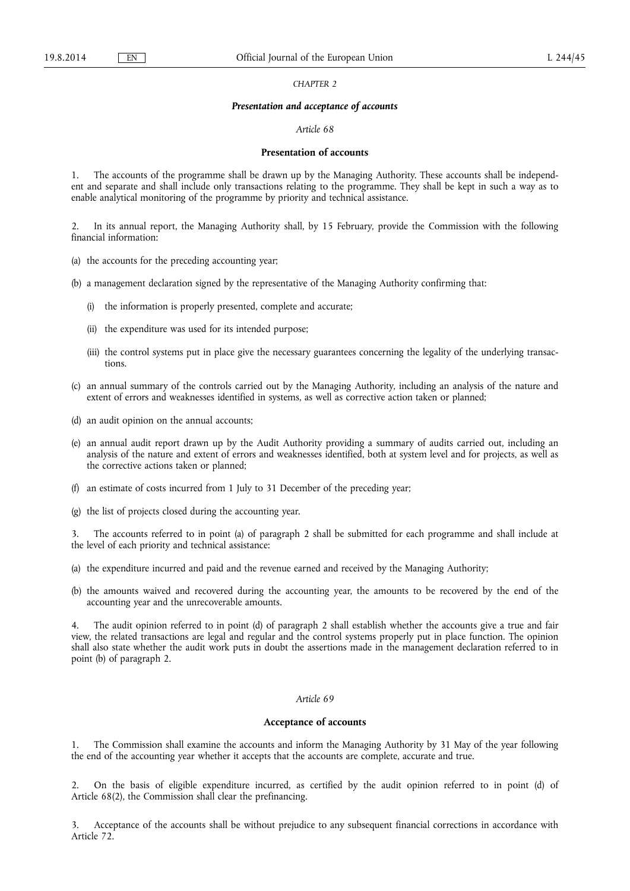*CHAPTER 2*

***Presentation and acceptance of accounts***

*Article 68*

**Presentation of accounts**

1. The accounts of the programme shall be drawn up by the Managing Authority. These accounts shall be independent and separate and shall include only transactions relating to the programme. They shall be kept in such a way as to enable analytical monitoring of the programme by priority and technical assistance.

2. In its annual report, the Managing Authority shall, by 15 February, provide the Commission with the following financial information:

(a) the accounts for the preceding accounting year;

(b) a management declaration signed by the representative of the Managing Authority confirming that:

   (i) the information is properly presented, complete and accurate;

   (ii) the expenditure was used for its intended purpose;

   (iii) the control systems put in place give the necessary guarantees concerning the legality of the underlying transactions.

(c) an annual summary of the controls carried out by the Managing Authority, including an analysis of the nature and extent of errors and weaknesses identified in systems, as well as corrective action taken or planned;

(d) an audit opinion on the annual accounts;

(e) an annual audit report drawn up by the Audit Authority providing a summary of audits carried out, including an analysis of the nature and extent of errors and weaknesses identified, both at system level and for projects, as well as the corrective actions taken or planned;

(f) an estimate of costs incurred from 1 July to 31 December of the preceding year;

(g) the list of projects closed during the accounting year.

3. The accounts referred to in point (a) of paragraph 2 shall be submitted for each programme and shall include at the level of each priority and technical assistance:

(a) the expenditure incurred and paid and the revenue earned and received by the Managing Authority;

(b) the amounts waived and recovered during the accounting year, the amounts to be recovered by the end of the accounting year and the unrecoverable amounts.

4. The audit opinion referred to in point (d) of paragraph 2 shall establish whether the accounts give a true and fair view, the related transactions are legal and regular and the control systems properly put in place function. The opinion shall also state whether the audit work puts in doubt the assertions made in the management declaration referred to in point (b) of paragraph 2.

*Article 69*

**Acceptance of accounts**

1. The Commission shall examine the accounts and inform the Managing Authority by 31 May of the year following the end of the accounting year whether it accepts that the accounts are complete, accurate and true.

2. On the basis of eligible expenditure incurred, as certified by the audit opinion referred to in point (d) of Article 68(2), the Commission shall clear the prefinancing.

3. Acceptance of the accounts shall be without prejudice to any subsequent financial corrections in accordance with Article 72.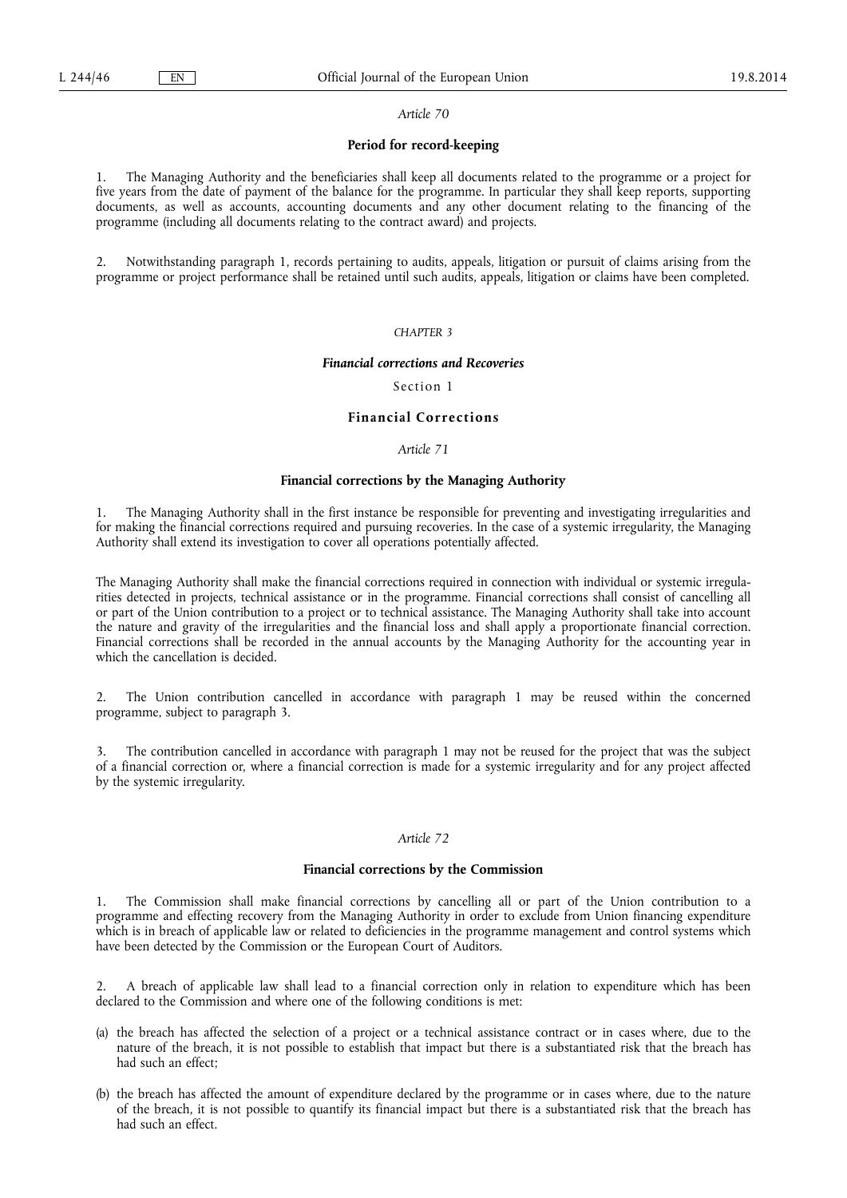*Article 70*

**Period for record-keeping**

1. The Managing Authority and the beneficiaries shall keep all documents related to the programme or a project for five years from the date of payment of the balance for the programme. In particular they shall keep reports, supporting documents, as well as accounts, accounting documents and any other document relating to the financing of the programme (including all documents relating to the contract award) and projects.

2. Notwithstanding paragraph 1, records pertaining to audits, appeals, litigation or pursuit of claims arising from the programme or project performance shall be retained until such audits, appeals, litigation or claims have been completed.

*CHAPTER 3*

***Financial corrections and Recoveries***

Section 1

**Financial Corrections**

*Article 71*

**Financial corrections by the Managing Authority**

1. The Managing Authority shall in the first instance be responsible for preventing and investigating irregularities and for making the financial corrections required and pursuing recoveries. In the case of a systemic irregularity, the Managing Authority shall extend its investigation to cover all operations potentially affected.

The Managing Authority shall make the financial corrections required in connection with individual or systemic irregularities detected in projects, technical assistance or in the programme. Financial corrections shall consist of cancelling all or part of the Union contribution to a project or to technical assistance. The Managing Authority shall take into account the nature and gravity of the irregularities and the financial loss and shall apply a proportionate financial correction. Financial corrections shall be recorded in the annual accounts by the Managing Authority for the accounting year in which the cancellation is decided.

2. The Union contribution cancelled in accordance with paragraph 1 may be reused within the concerned programme, subject to paragraph 3.

3. The contribution cancelled in accordance with paragraph 1 may not be reused for the project that was the subject of a financial correction or, where a financial correction is made for a systemic irregularity and for any project affected by the systemic irregularity.

*Article 72*

**Financial corrections by the Commission**

1. The Commission shall make financial corrections by cancelling all or part of the Union contribution to a programme and effecting recovery from the Managing Authority in order to exclude from Union financing expenditure which is in breach of applicable law or related to deficiencies in the programme management and control systems which have been detected by the Commission or the European Court of Auditors.

2. A breach of applicable law shall lead to a financial correction only in relation to expenditure which has been declared to the Commission and where one of the following conditions is met:

(a) the breach has affected the selection of a project or a technical assistance contract or in cases where, due to the nature of the breach, it is not possible to establish that impact but there is a substantiated risk that the breach has had such an effect;

(b) the breach has affected the amount of expenditure declared by the programme or in cases where, due to the nature of the breach, it is not possible to quantify its financial impact but there is a substantiated risk that the breach has had such an effect.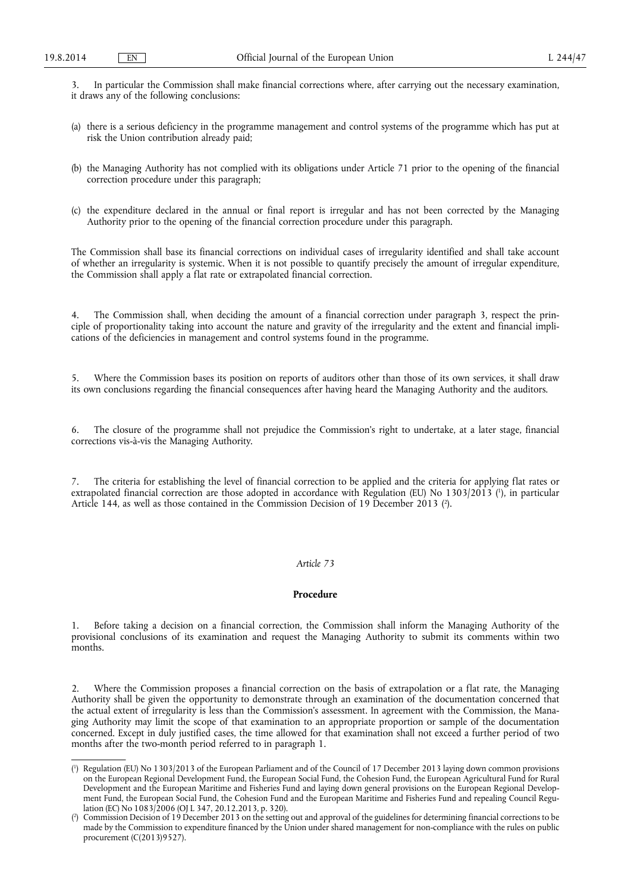3. In particular the Commission shall make financial corrections where, after carrying out the necessary examination, it draws any of the following conclusions:

(a) there is a serious deficiency in the programme management and control systems of the programme which has put at risk the Union contribution already paid;

(b) the Managing Authority has not complied with its obligations under Article 71 prior to the opening of the financial correction procedure under this paragraph;

(c) the expenditure declared in the annual or final report is irregular and has not been corrected by the Managing Authority prior to the opening of the financial correction procedure under this paragraph.

The Commission shall base its financial corrections on individual cases of irregularity identified and shall take account of whether an irregularity is systemic. When it is not possible to quantify precisely the amount of irregular expenditure, the Commission shall apply a flat rate or extrapolated financial correction.

4. The Commission shall, when deciding the amount of a financial correction under paragraph 3, respect the principle of proportionality taking into account the nature and gravity of the irregularity and the extent and financial implications of the deficiencies in management and control systems found in the programme.

5. Where the Commission bases its position on reports of auditors other than those of its own services, it shall draw its own conclusions regarding the financial consequences after having heard the Managing Authority and the auditors.

6. The closure of the programme shall not prejudice the Commission's right to undertake, at a later stage, financial corrections vis-à-vis the Managing Authority.

7. The criteria for establishing the level of financial correction to be applied and the criteria for applying flat rates or extrapolated financial correction are those adopted in accordance with Regulation (EU) No 1303/2013 [1], in particular Article 144, as well as those contained in the Commission Decision of 19 December 2013 [2].

*Article 73*

**Procedure**

1. Before taking a decision on a financial correction, the Commission shall inform the Managing Authority of the provisional conclusions of its examination and request the Managing Authority to submit its comments within two months.

2. Where the Commission proposes a financial correction on the basis of extrapolation or a flat rate, the Managing Authority shall be given the opportunity to demonstrate through an examination of the documentation concerned that the actual extent of irregularity is less than the Commission's assessment. In agreement with the Commission, the Managing Authority may limit the scope of that examination to an appropriate proportion or sample of the documentation concerned. Except in duly justified cases, the time allowed for that examination shall not exceed a further period of two months after the two-month period referred to in paragraph 1.

---

[1] Regulation (EU) No 1303/2013 of the European Parliament and of the Council of 17 December 2013 laying down common provisions on the European Regional Development Fund, the European Social Fund, the Cohesion Fund, the European Agricultural Fund for Rural Development and the European Maritime and Fisheries Fund and laying down general provisions on the European Regional Development Fund, the European Social Fund, the Cohesion Fund and the European Maritime and Fisheries Fund and repealing Council Regulation (EC) No 1083/2006 (OJ L 347, 20.12.2013, p. 320).

[2] Commission Decision of 19 December 2013 on the setting out and approval of the guidelines for determining financial corrections to be made by the Commission to expenditure financed by the Union under shared management for non-compliance with the rules on public procurement (C(2013)9527).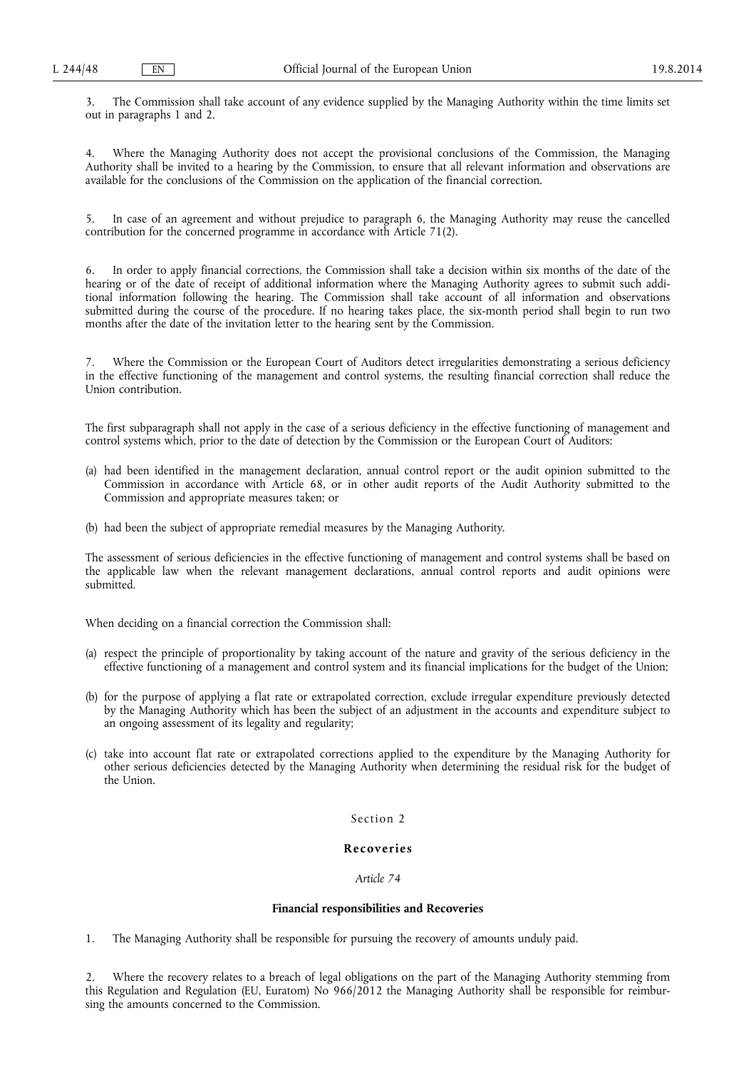3. The Commission shall take account of any evidence supplied by the Managing Authority within the time limits set out in paragraphs 1 and 2.

4. Where the Managing Authority does not accept the provisional conclusions of the Commission, the Managing Authority shall be invited to a hearing by the Commission, to ensure that all relevant information and observations are available for the conclusions of the Commission on the application of the financial correction.

5. In case of an agreement and without prejudice to paragraph 6, the Managing Authority may reuse the cancelled contribution for the concerned programme in accordance with Article 71(2).

6. In order to apply financial corrections, the Commission shall take a decision within six months of the date of the hearing or of the date of receipt of additional information where the Managing Authority agrees to submit such additional information following the hearing. The Commission shall take account of all information and observations submitted during the course of the procedure. If no hearing takes place, the six-month period shall begin to run two months after the date of the invitation letter to the hearing sent by the Commission.

7. Where the Commission or the European Court of Auditors detect irregularities demonstrating a serious deficiency in the effective functioning of the management and control systems, the resulting financial correction shall reduce the Union contribution.

The first subparagraph shall not apply in the case of a serious deficiency in the effective functioning of management and control systems which, prior to the date of detection by the Commission or the European Court of Auditors:

(a) had been identified in the management declaration, annual control report or the audit opinion submitted to the Commission in accordance with Article 68, or in other audit reports of the Audit Authority submitted to the Commission and appropriate measures taken; or

(b) had been the subject of appropriate remedial measures by the Managing Authority.

The assessment of serious deficiencies in the effective functioning of management and control systems shall be based on the applicable law when the relevant management declarations, annual control reports and audit opinions were submitted.

When deciding on a financial correction the Commission shall:

(a) respect the principle of proportionality by taking account of the nature and gravity of the serious deficiency in the effective functioning of a management and control system and its financial implications for the budget of the Union;

(b) for the purpose of applying a flat rate or extrapolated correction, exclude irregular expenditure previously detected by the Managing Authority which has been the subject of an adjustment in the accounts and expenditure subject to an ongoing assessment of its legality and regularity;

(c) take into account flat rate or extrapolated corrections applied to the expenditure by the Managing Authority for other serious deficiencies detected by the Managing Authority when determining the residual risk for the budget of the Union.

## Section 2

## Recoveries

### *Article 74*

### Financial responsibilities and Recoveries

1. The Managing Authority shall be responsible for pursuing the recovery of amounts unduly paid.

2. Where the recovery relates to a breach of legal obligations on the part of the Managing Authority stemming from this Regulation and Regulation (EU, Euratom) No 966/2012 the Managing Authority shall be responsible for reimbursing the amounts concerned to the Commission.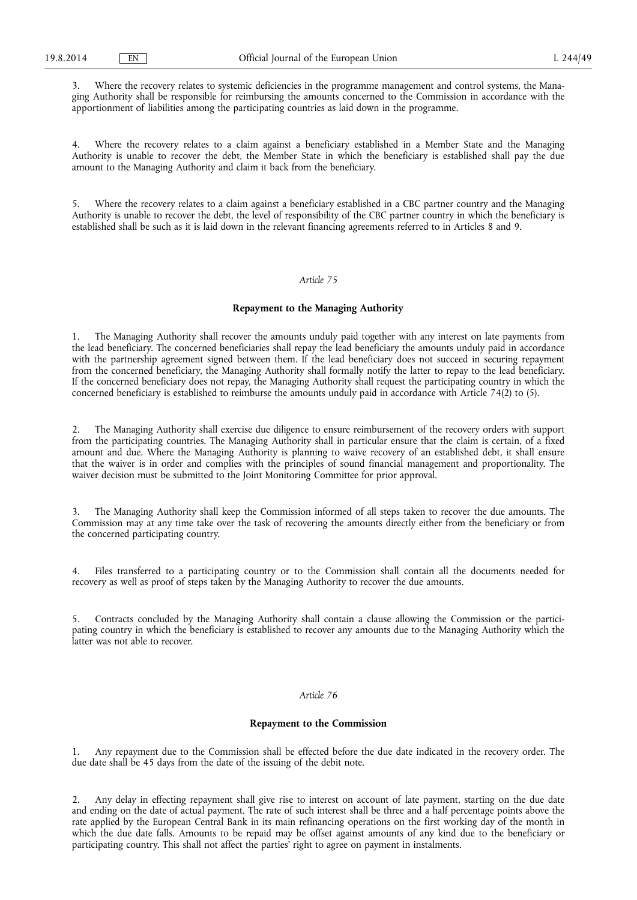3. Where the recovery relates to systemic deficiencies in the programme management and control systems, the Managing Authority shall be responsible for reimbursing the amounts concerned to the Commission in accordance with the apportionment of liabilities among the participating countries as laid down in the programme.

4. Where the recovery relates to a claim against a beneficiary established in a Member State and the Managing Authority is unable to recover the debt, the Member State in which the beneficiary is established shall pay the due amount to the Managing Authority and claim it back from the beneficiary.

5. Where the recovery relates to a claim against a beneficiary established in a CBC partner country and the Managing Authority is unable to recover the debt, the level of responsibility of the CBC partner country in which the beneficiary is established shall be such as it is laid down in the relevant financing agreements referred to in Articles 8 and 9.

*Article 75*

**Repayment to the Managing Authority**

1. The Managing Authority shall recover the amounts unduly paid together with any interest on late payments from the lead beneficiary. The concerned beneficiaries shall repay the lead beneficiary the amounts unduly paid in accordance with the partnership agreement signed between them. If the lead beneficiary does not succeed in securing repayment from the concerned beneficiary, the Managing Authority shall formally notify the latter to repay to the lead beneficiary. If the concerned beneficiary does not repay, the Managing Authority shall request the participating country in which the concerned beneficiary is established to reimburse the amounts unduly paid in accordance with Article 74(2) to (5).

2. The Managing Authority shall exercise due diligence to ensure reimbursement of the recovery orders with support from the participating countries. The Managing Authority shall in particular ensure that the claim is certain, of a fixed amount and due. Where the Managing Authority is planning to waive recovery of an established debt, it shall ensure that the waiver is in order and complies with the principles of sound financial management and proportionality. The waiver decision must be submitted to the Joint Monitoring Committee for prior approval.

3. The Managing Authority shall keep the Commission informed of all steps taken to recover the due amounts. The Commission may at any time take over the task of recovering the amounts directly either from the beneficiary or from the concerned participating country.

4. Files transferred to a participating country or to the Commission shall contain all the documents needed for recovery as well as proof of steps taken by the Managing Authority to recover the due amounts.

5. Contracts concluded by the Managing Authority shall contain a clause allowing the Commission or the participating country in which the beneficiary is established to recover any amounts due to the Managing Authority which the latter was not able to recover.

*Article 76*

**Repayment to the Commission**

1. Any repayment due to the Commission shall be effected before the due date indicated in the recovery order. The due date shall be 45 days from the date of the issuing of the debit note.

2. Any delay in effecting repayment shall give rise to interest on account of late payment, starting on the due date and ending on the date of actual payment. The rate of such interest shall be three and a half percentage points above the rate applied by the European Central Bank in its main refinancing operations on the first working day of the month in which the due date falls. Amounts to be repaid may be offset against amounts of any kind due to the beneficiary or participating country. This shall not affect the parties' right to agree on payment in instalments.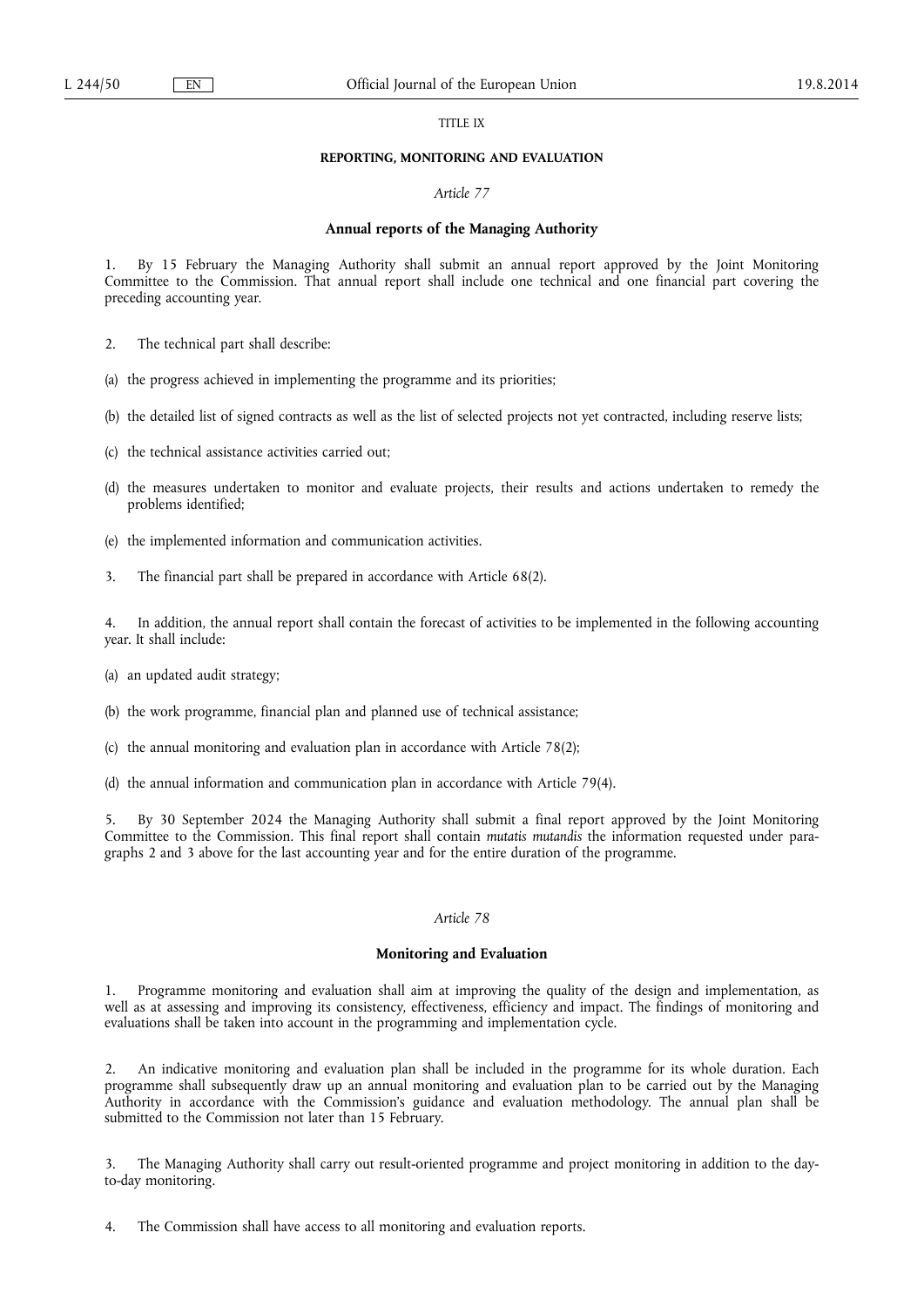TITLE IX

**REPORTING, MONITORING AND EVALUATION**

*Article 77*

**Annual reports of the Managing Authority**

1. By 15 February the Managing Authority shall submit an annual report approved by the Joint Monitoring Committee to the Commission. That annual report shall include one technical and one financial part covering the preceding accounting year.

2. The technical part shall describe:

(a) the progress achieved in implementing the programme and its priorities;

(b) the detailed list of signed contracts as well as the list of selected projects not yet contracted, including reserve lists;

(c) the technical assistance activities carried out;

(d) the measures undertaken to monitor and evaluate projects, their results and actions undertaken to remedy the problems identified;

(e) the implemented information and communication activities.

3. The financial part shall be prepared in accordance with Article 68(2).

4. In addition, the annual report shall contain the forecast of activities to be implemented in the following accounting year. It shall include:

(a) an updated audit strategy;

(b) the work programme, financial plan and planned use of technical assistance;

(c) the annual monitoring and evaluation plan in accordance with Article 78(2);

(d) the annual information and communication plan in accordance with Article 79(4).

5. By 30 September 2024 the Managing Authority shall submit a final report approved by the Joint Monitoring Committee to the Commission. This final report shall contain *mutatis mutandis* the information requested under paragraphs 2 and 3 above for the last accounting year and for the entire duration of the programme.

*Article 78*

**Monitoring and Evaluation**

1. Programme monitoring and evaluation shall aim at improving the quality of the design and implementation, as well as at assessing and improving its consistency, effectiveness, efficiency and impact. The findings of monitoring and evaluations shall be taken into account in the programming and implementation cycle.

2. An indicative monitoring and evaluation plan shall be included in the programme for its whole duration. Each programme shall subsequently draw up an annual monitoring and evaluation plan to be carried out by the Managing Authority in accordance with the Commission's guidance and evaluation methodology. The annual plan shall be submitted to the Commission not later than 15 February.

3. The Managing Authority shall carry out result-oriented programme and project monitoring in addition to the day-to-day monitoring.

4. The Commission shall have access to all monitoring and evaluation reports.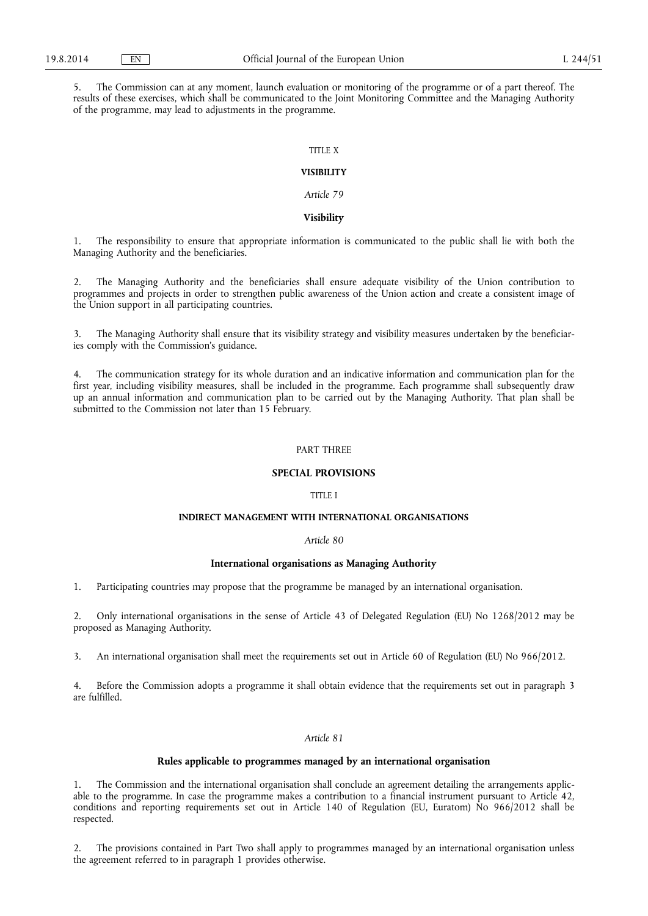5. The Commission can at any moment, launch evaluation or monitoring of the programme or of a part thereof. The results of these exercises, which shall be communicated to the Joint Monitoring Committee and the Managing Authority of the programme, may lead to adjustments in the programme.

## TITLE X

## VISIBILITY

### *Article 79*

### Visibility

1. The responsibility to ensure that appropriate information is communicated to the public shall lie with both the Managing Authority and the beneficiaries.

2. The Managing Authority and the beneficiaries shall ensure adequate visibility of the Union contribution to programmes and projects in order to strengthen public awareness of the Union action and create a consistent image of the Union support in all participating countries.

3. The Managing Authority shall ensure that its visibility strategy and visibility measures undertaken by the beneficiaries comply with the Commission's guidance.

4. The communication strategy for its whole duration and an indicative information and communication plan for the first year, including visibility measures, shall be included in the programme. Each programme shall subsequently draw up an annual information and communication plan to be carried out by the Managing Authority. That plan shall be submitted to the Commission not later than 15 February.

# PART THREE

# SPECIAL PROVISIONS

## TITLE I

## INDIRECT MANAGEMENT WITH INTERNATIONAL ORGANISATIONS

### *Article 80*

### International organisations as Managing Authority

1. Participating countries may propose that the programme be managed by an international organisation.

2. Only international organisations in the sense of Article 43 of Delegated Regulation (EU) No 1268/2012 may be proposed as Managing Authority.

3. An international organisation shall meet the requirements set out in Article 60 of Regulation (EU) No 966/2012.

4. Before the Commission adopts a programme it shall obtain evidence that the requirements set out in paragraph 3 are fulfilled.

### *Article 81*

### Rules applicable to programmes managed by an international organisation

1. The Commission and the international organisation shall conclude an agreement detailing the arrangements applicable to the programme. In case the programme makes a contribution to a financial instrument pursuant to Article 42, conditions and reporting requirements set out in Article 140 of Regulation (EU, Euratom) No 966/2012 shall be respected.

2. The provisions contained in Part Two shall apply to programmes managed by an international organisation unless the agreement referred to in paragraph 1 provides otherwise.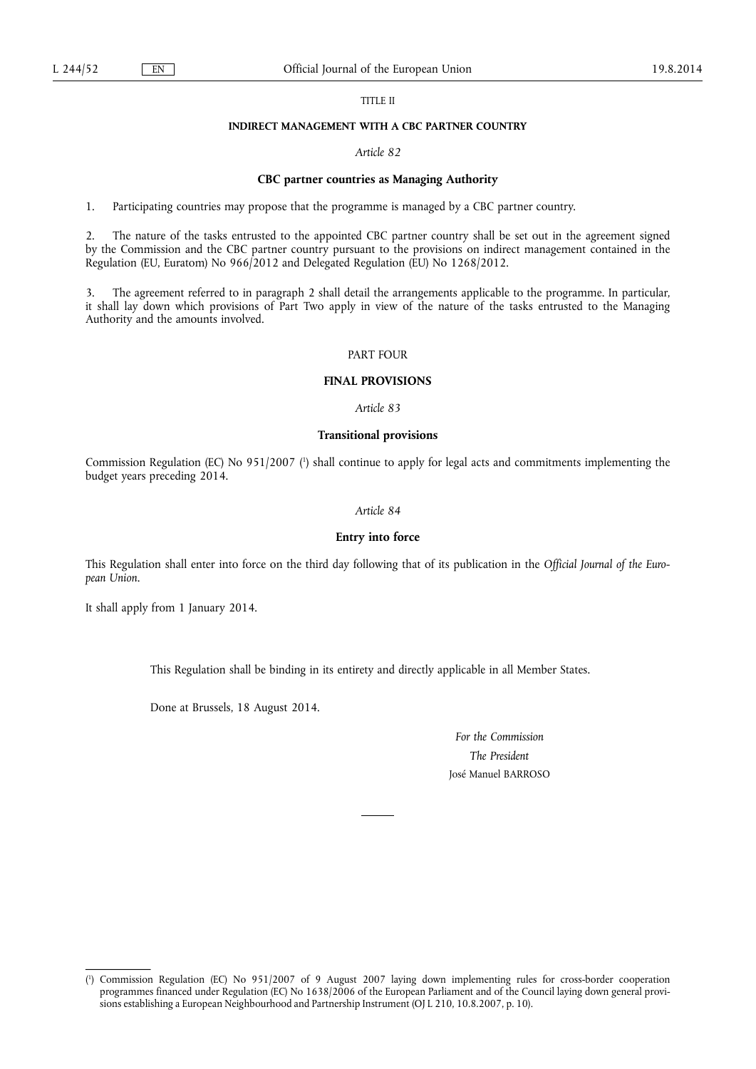TITLE II

**INDIRECT MANAGEMENT WITH A CBC PARTNER COUNTRY**

*Article 82*

**CBC partner countries as Managing Authority**

1. Participating countries may propose that the programme is managed by a CBC partner country.

2. The nature of the tasks entrusted to the appointed CBC partner country shall be set out in the agreement signed by the Commission and the CBC partner country pursuant to the provisions on indirect management contained in the Regulation (EU, Euratom) No 966/2012 and Delegated Regulation (EU) No 1268/2012.

3. The agreement referred to in paragraph 2 shall detail the arrangements applicable to the programme. In particular, it shall lay down which provisions of Part Two apply in view of the nature of the tasks entrusted to the Managing Authority and the amounts involved.

PART FOUR

**FINAL PROVISIONS**

*Article 83*

**Transitional provisions**

Commission Regulation (EC) No 951/2007 [1] shall continue to apply for legal acts and commitments implementing the budget years preceding 2014.

*Article 84*

**Entry into force**

This Regulation shall enter into force on the third day following that of its publication in the *Official Journal of the European Union*.

It shall apply from 1 January 2014.

This Regulation shall be binding in its entirety and directly applicable in all Member States.

Done at Brussels, 18 August 2014.

*For the Commission*

*The President*

José Manuel BARROSO

---

[1] Commission Regulation (EC) No 951/2007 of 9 August 2007 laying down implementing rules for cross-border cooperation programmes financed under Regulation (EC) No 1638/2006 of the European Parliament and of the Council laying down general provisions establishing a European Neighbourhood and Partnership Instrument (OJ L 210, 10.8.2007, p. 10).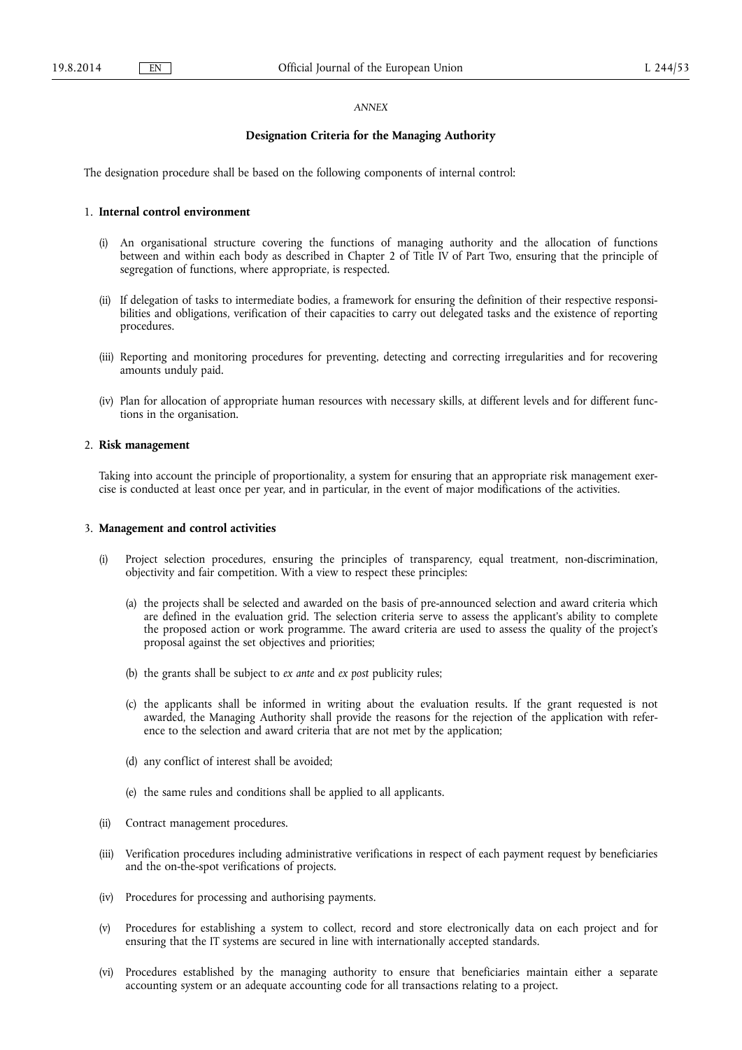*ANNEX*

## Designation Criteria for the Managing Authority

The designation procedure shall be based on the following components of internal control:

### 1. Internal control environment

(i) An organisational structure covering the functions of managing authority and the allocation of functions between and within each body as described in Chapter 2 of Title IV of Part Two, ensuring that the principle of segregation of functions, where appropriate, is respected.

(ii) If delegation of tasks to intermediate bodies, a framework for ensuring the definition of their respective responsibilities and obligations, verification of their capacities to carry out delegated tasks and the existence of reporting procedures.

(iii) Reporting and monitoring procedures for preventing, detecting and correcting irregularities and for recovering amounts unduly paid.

(iv) Plan for allocation of appropriate human resources with necessary skills, at different levels and for different functions in the organisation.

### 2. Risk management

Taking into account the principle of proportionality, a system for ensuring that an appropriate risk management exercise is conducted at least once per year, and in particular, in the event of major modifications of the activities.

### 3. Management and control activities

(i) Project selection procedures, ensuring the principles of transparency, equal treatment, non-discrimination, objectivity and fair competition. With a view to respect these principles:

(a) the projects shall be selected and awarded on the basis of pre-announced selection and award criteria which are defined in the evaluation grid. The selection criteria serve to assess the applicant's ability to complete the proposed action or work programme. The award criteria are used to assess the quality of the project's proposal against the set objectives and priorities;

(b) the grants shall be subject to *ex ante* and *ex post* publicity rules;

(c) the applicants shall be informed in writing about the evaluation results. If the grant requested is not awarded, the Managing Authority shall provide the reasons for the rejection of the application with reference to the selection and award criteria that are not met by the application;

(d) any conflict of interest shall be avoided;

(e) the same rules and conditions shall be applied to all applicants.

(ii) Contract management procedures.

(iii) Verification procedures including administrative verifications in respect of each payment request by beneficiaries and the on-the-spot verifications of projects.

(iv) Procedures for processing and authorising payments.

(v) Procedures for establishing a system to collect, record and store electronically data on each project and for ensuring that the IT systems are secured in line with internationally accepted standards.

(vi) Procedures established by the managing authority to ensure that beneficiaries maintain either a separate accounting system or an adequate accounting code for all transactions relating to a project.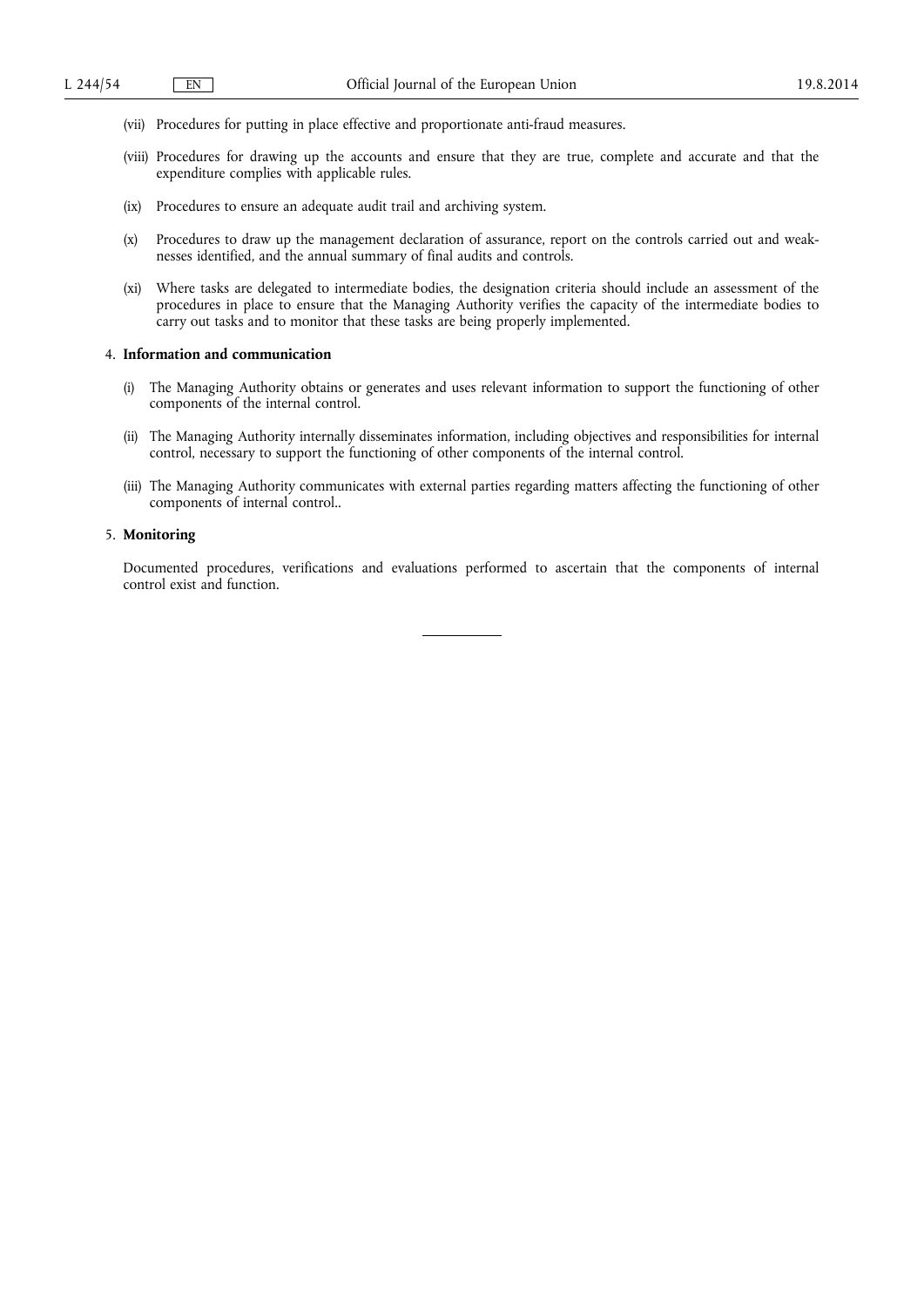(vii) Procedures for putting in place effective and proportionate anti-fraud measures.

(viii) Procedures for drawing up the accounts and ensure that they are true, complete and accurate and that the expenditure complies with applicable rules.

(ix) Procedures to ensure an adequate audit trail and archiving system.

(x) Procedures to draw up the management declaration of assurance, report on the controls carried out and weaknesses identified, and the annual summary of final audits and controls.

(xi) Where tasks are delegated to intermediate bodies, the designation criteria should include an assessment of the procedures in place to ensure that the Managing Authority verifies the capacity of the intermediate bodies to carry out tasks and to monitor that these tasks are being properly implemented.

4. **Information and communication**

(i) The Managing Authority obtains or generates and uses relevant information to support the functioning of other components of the internal control.

(ii) The Managing Authority internally disseminates information, including objectives and responsibilities for internal control, necessary to support the functioning of other components of the internal control.

(iii) The Managing Authority communicates with external parties regarding matters affecting the functioning of other components of internal control..

5. **Monitoring**

Documented procedures, verifications and evaluations performed to ascertain that the components of internal control exist and function.